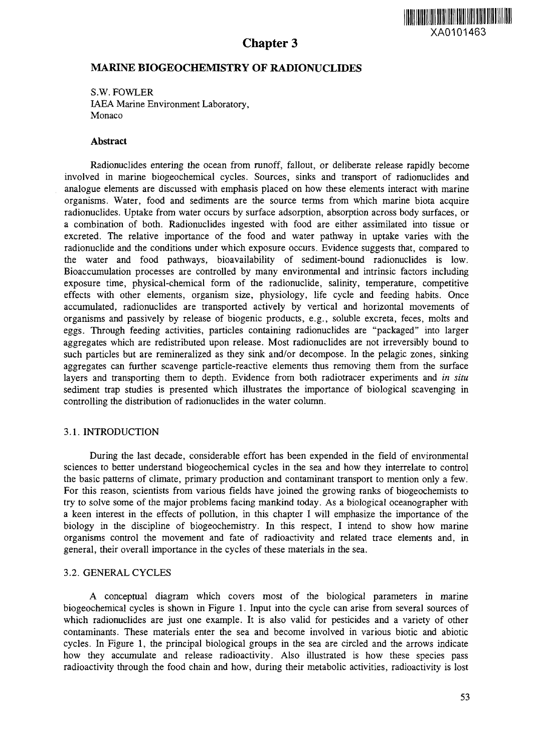XA0101463

# Chapter 3

## MARINE BIOGEOCHEMISTRY OF RADIONUCLIDES

S.W. FOWLER
IAEA Marine Environment Laboratory,
Monaco

### Abstract

Radionuclides entering the ocean from runoff, fallout, or deliberate release rapidly become involved in marine biogeochemical cycles. Sources, sinks and transport of radionuclides and analogue elements are discussed with emphasis placed on how these elements interact with marine organisms. Water, food and sediments are the source terms from which marine biota acquire radionuclides. Uptake from water occurs by surface adsorption, absorption across body surfaces, or a combination of both. Radionuclides ingested with food are either assimilated into tissue or excreted. The relative importance of the food and water pathway in uptake varies with the radionuclide and the conditions under which exposure occurs. Evidence suggests that, compared to the water and food pathways, bioavailability of sediment-bound radionuclides is low. Bioaccumulation processes are controlled by many environmental and intrinsic factors including exposure time, physical-chemical form of the radionuclide, salinity, temperature, competitive effects with other elements, organism size, physiology, life cycle and feeding habits. Once accumulated, radionuclides are transported actively by vertical and horizontal movements of organisms and passively by release of biogenic products, e.g., soluble excreta, feces, molts and eggs. Through feeding activities, particles containing radionuclides are "packaged" into larger aggregates which are redistributed upon release. Most radionuclides are not irreversibly bound to such particles but are remineralized as they sink and/or decompose. In the pelagic zones, sinking aggregates can further scavenge particle-reactive elements thus removing them from the surface layers and transporting them to depth. Evidence from both radiotracer experiments and *in situ* sediment trap studies is presented which illustrates the importance of biological scavenging in controlling the distribution of radionuclides in the water column.

### 3.1. INTRODUCTION

During the last decade, considerable effort has been expended in the field of environmental sciences to better understand biogeochemical cycles in the sea and how they interrelate to control the basic patterns of climate, primary production and contaminant transport to mention only a few. For this reason, scientists from various fields have joined the growing ranks of biogeochemists to try to solve some of the major problems facing mankind today. As a biological oceanographer with a keen interest in the effects of pollution, in this chapter I will emphasize the importance of the biology in the discipline of biogeochemistry. In this respect, I intend to show how marine organisms control the movement and fate of radioactivity and related trace elements and, in general, their overall importance in the cycles of these materials in the sea.

### 3.2. GENERAL CYCLES

A conceptual diagram which covers most of the biological parameters in marine biogeochemical cycles is shown in Figure 1. Input into the cycle can arise from several sources of which radionuclides are just one example. It is also valid for pesticides and a variety of other contaminants. These materials enter the sea and become involved in various biotic and abiotic cycles. In Figure 1, the principal biological groups in the sea are circled and the arrows indicate how they accumulate and release radioactivity. Also illustrated is how these species pass radioactivity through the food chain and how, during their metabolic activities, radioactivity is lost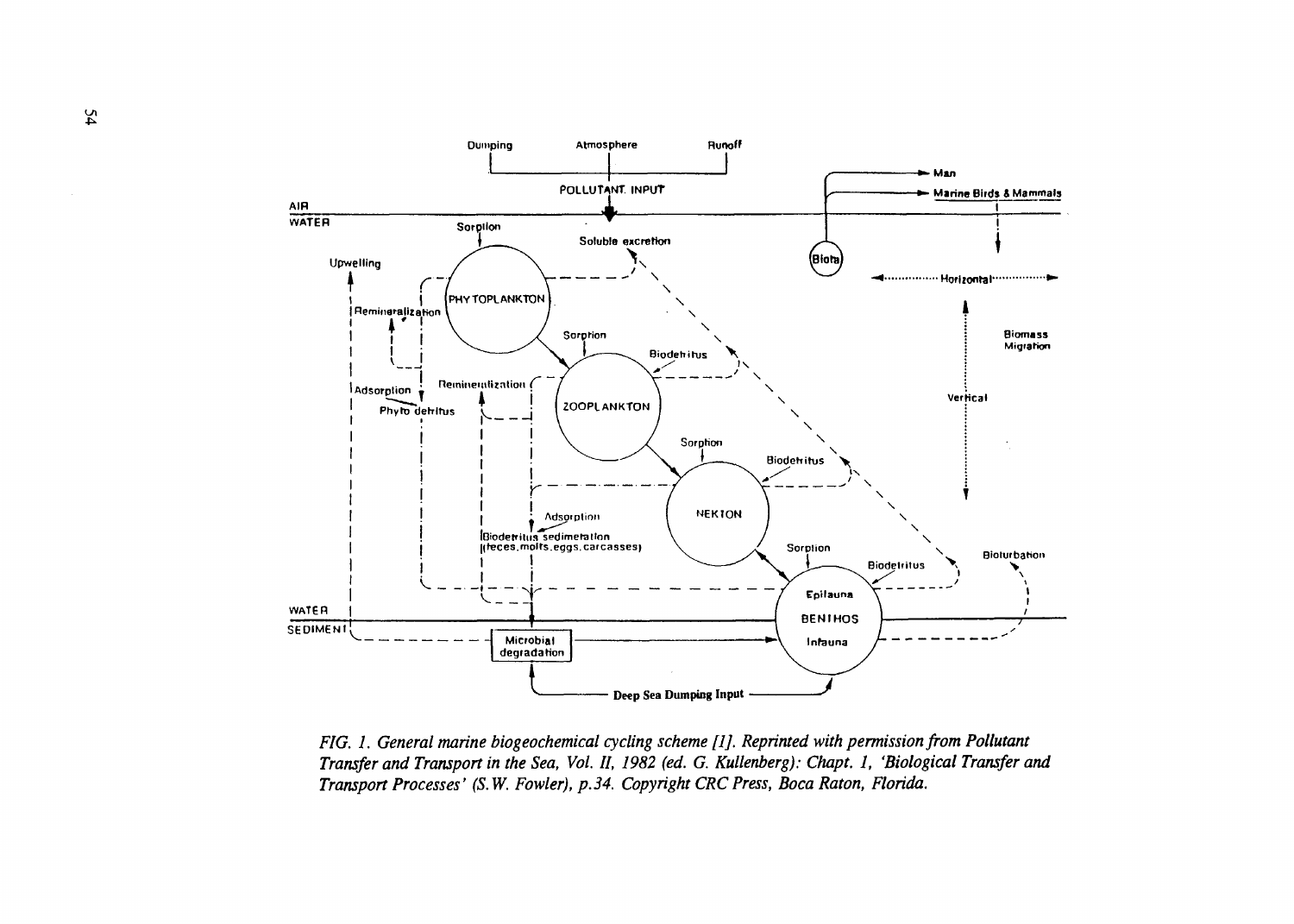*FIG. 1. General marine biogeochemical cycling scheme [1]. Reprinted with permission from Pollutant Transfer and Transport in the Sea, Vol. II, 1982 (ed. G. Kullenberg): Chapt. 1, 'Biological Transfer and Transport Processes' (S.W. Fowler), p.34. Copyright CRC Press, Boca Raton, Florida.*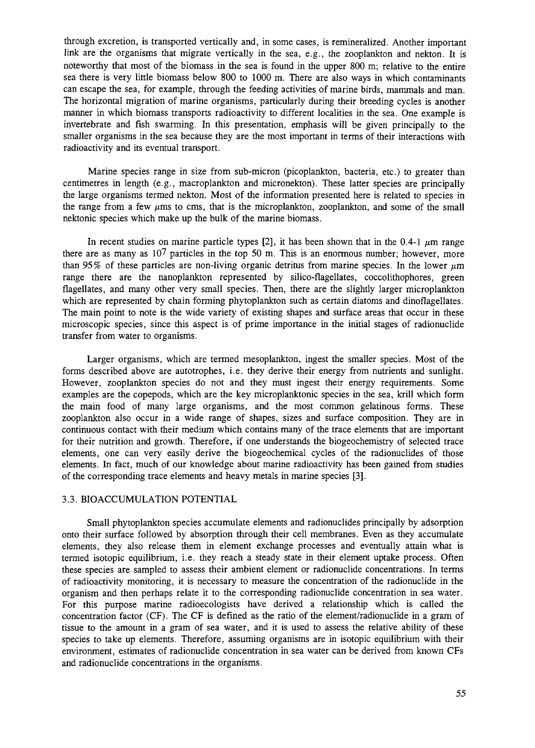through excretion, is transported vertically and, in some cases, is remineralized. Another important link are the organisms that migrate vertically in the sea, e.g., the zooplankton and nekton. It is noteworthy that most of the biomass in the sea is found in the upper 800 m; relative to the entire sea there is very little biomass below 800 to 1000 m. There are also ways in which contaminants can escape the sea, for example, through the feeding activities of marine birds, mammals and man. The horizontal migration of marine organisms, particularly during their breeding cycles is another manner in which biomass transports radioactivity to different localities in the sea. One example is invertebrate and fish swarming. In this presentation, emphasis will be given principally to the smaller organisms in the sea because they are the most important in terms of their interactions with radioactivity and its eventual transport.

Marine species range in size from sub-micron (picoplankton, bacteria, etc.) to greater than centimetres in length (e.g., macroplankton and micronekton). These latter species are principally the large organisms termed nekton. Most of the information presented here is related to species in the range from a few $\mu$ms to cms, that is the microplankton, zooplankton, and some of the small nektonic species which make up the bulk of the marine biomass.

In recent studies on marine particle types [2], it has been shown that in the 0.4-1 $\mu$m range there are as many as $10^7$ particles in the top 50 m. This is an enormous number; however, more than 95% of these particles are non-living organic detritus from marine species. In the lower $\mu$m range there are the nanoplankton represented by silico-flagellates, coccolithophores, green flagellates, and many other very small species. Then, there are the slightly larger microplankton which are represented by chain forming phytoplankton such as certain diatoms and dinoflagellates. The main point to note is the wide variety of existing shapes and surface areas that occur in these microscopic species, since this aspect is of prime importance in the initial stages of radionuclide transfer from water to organisms.

Larger organisms, which are termed mesoplankton, ingest the smaller species. Most of the forms described above are autotrophes, i.e. they derive their energy from nutrients and sunlight. However, zooplankton species do not and they must ingest their energy requirements. Some examples are the copepods, which are the key microplanktonic species in the sea, krill which form the main food of many large organisms, and the most common gelatinous forms. These zooplankton also occur in a wide range of shapes, sizes and surface composition. They are in continuous contact with their medium which contains many of the trace elements that are important for their nutrition and growth. Therefore, if one understands the biogeochemistry of selected trace elements, one can very easily derive the biogeochemical cycles of the radionuclides of those elements. In fact, much of our knowledge about marine radioactivity has been gained from studies of the corresponding trace elements and heavy metals in marine species [3].

### 3.3. BIOACCUMULATION POTENTIAL

Small phytoplankton species accumulate elements and radionuclides principally by adsorption onto their surface followed by absorption through their cell membranes. Even as they accumulate elements, they also release them in element exchange processes and eventually attain what is termed isotopic equilibrium, i.e. they reach a steady state in their element uptake process. Often these species are sampled to assess their ambient element or radionuclide concentrations. In terms of radioactivity monitoring, it is necessary to measure the concentration of the radionuclide in the organism and then perhaps relate it to the corresponding radionuclide concentration in sea water. For this purpose marine radioecologists have derived a relationship which is called the concentration factor (CF). The CF is defined as the ratio of the element/radionuclide in a gram of tissue to the amount in a gram of sea water, and it is used to assess the relative ability of these species to take up elements. Therefore, assuming organisms are in isotopic equilibrium with their environment, estimates of radionuclide concentration in sea water can be derived from known CFs and radionuclide concentrations in the organisms.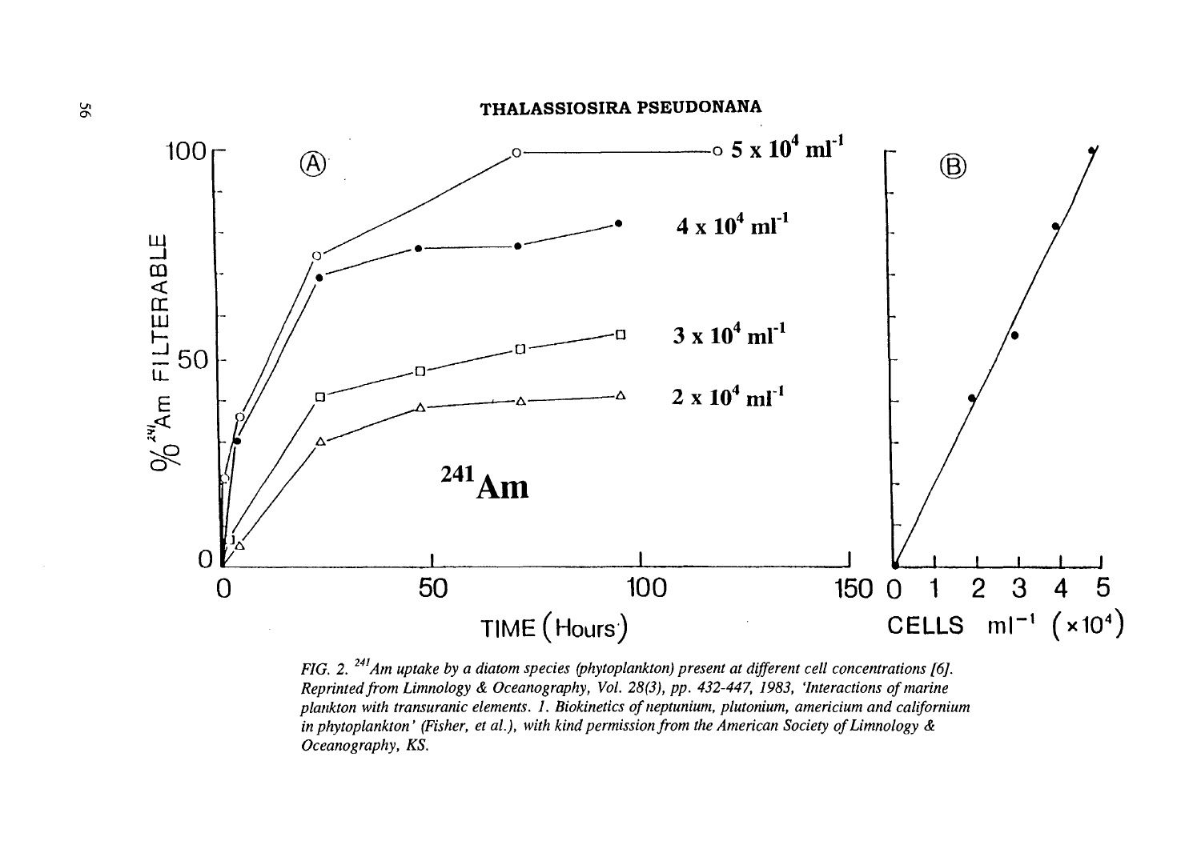FIG. 2. $^{241}$Am uptake by a diatom species (phytoplankton) present at different cell concentrations [6]. Reprinted from Limnology & Oceanography, Vol. 28(3), pp. 432-447, 1983, 'Interactions of marine plankton with transuranic elements. 1. Biokinetics of neptunium, plutonium, americium and californium in phytoplankton' (Fisher, et al.), with kind permission from the American Society of Limnology & Oceanography, KS.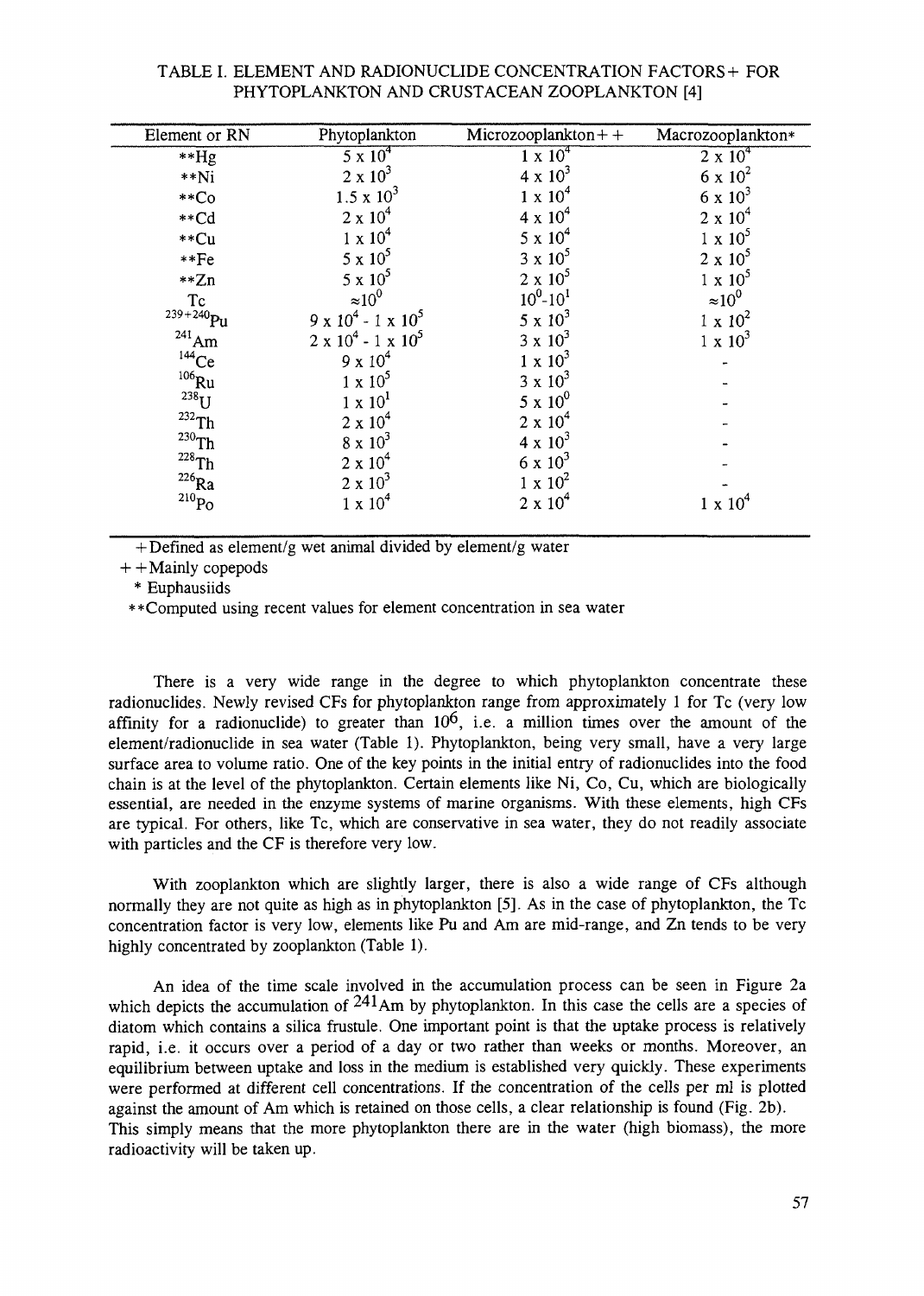TABLE I. ELEMENT AND RADIONUCLIDE CONCENTRATION FACTORS+ FOR PHYTOPLANKTON AND CRUSTACEAN ZOOPLANKTON [4]

| Element or RN | Phytoplankton | Microzooplankton++ | Macrozooplankton* |
|---|---|---|---|
| **Hg | $5 \times 10^4$ | $1 \times 10^4$ | $2 \times 10^4$ |
| **Ni | $2 \times 10^3$ | $4 \times 10^3$ | $6 \times 10^2$ |
| **Co | $1.5 \times 10^3$ | $1 \times 10^4$ | $6 \times 10^3$ |
| **Cd | $2 \times 10^4$ | $4 \times 10^4$ | $2 \times 10^4$ |
| **Cu | $1 \times 10^4$ | $5 \times 10^4$ | $1 \times 10^5$ |
| **Fe | $5 \times 10^5$ | $3 \times 10^5$ | $2 \times 10^5$ |
| **Zn | $5 \times 10^5$ | $2 \times 10^5$ | $1 \times 10^5$ |
| Tc | $\approx 10^0$ | $10^0$-$10^1$ | $\approx 10^0$ |
| $^{239+240}$Pu | $9 \times 10^4$ - $1 \times 10^5$ | $5 \times 10^3$ | $1 \times 10^2$ |
| $^{241}$Am | $2 \times 10^4$ - $1 \times 10^5$ | $3 \times 10^3$ | $1 \times 10^3$ |
| $^{144}$Ce | $9 \times 10^4$ | $1 \times 10^3$ | - |
| $^{106}$Ru | $1 \times 10^5$ | $3 \times 10^3$ | - |
| $^{238}$U | $1 \times 10^1$ | $5 \times 10^0$ | - |
| $^{232}$Th | $2 \times 10^4$ | $2 \times 10^4$ | - |
| $^{230}$Th | $8 \times 10^3$ | $4 \times 10^3$ | - |
| $^{228}$Th | $2 \times 10^4$ | $6 \times 10^3$ | - |
| $^{226}$Ra | $2 \times 10^3$ | $1 \times 10^2$ | - |
| $^{210}$Po | $1 \times 10^4$ | $2 \times 10^4$ | $1 \times 10^4$ |

+Defined as element/g wet animal divided by element/g water

++Mainly copepods

\* Euphausiids

**Computed using recent values for element concentration in sea water

There is a very wide range in the degree to which phytoplankton concentrate these radionuclides. Newly revised CFs for phytoplankton range from approximately 1 for Tc (very low affinity for a radionuclide) to greater than $10^6$, i.e. a million times over the amount of the element/radionuclide in sea water (Table 1). Phytoplankton, being very small, have a very large surface area to volume ratio. One of the key points in the initial entry of radionuclides into the food chain is at the level of the phytoplankton. Certain elements like Ni, Co, Cu, which are biologically essential, are needed in the enzyme systems of marine organisms. With these elements, high CFs are typical. For others, like Tc, which are conservative in sea water, they do not readily associate with particles and the CF is therefore very low.

With zooplankton which are slightly larger, there is also a wide range of CFs although normally they are not quite as high as in phytoplankton [5]. As in the case of phytoplankton, the Tc concentration factor is very low, elements like Pu and Am are mid-range, and Zn tends to be very highly concentrated by zooplankton (Table 1).

An idea of the time scale involved in the accumulation process can be seen in Figure 2a which depicts the accumulation of $^{241}$Am by phytoplankton. In this case the cells are a species of diatom which contains a silica frustule. One important point is that the uptake process is relatively rapid, i.e. it occurs over a period of a day or two rather than weeks or months. Moreover, an equilibrium between uptake and loss in the medium is established very quickly. These experiments were performed at different cell concentrations. If the concentration of the cells per ml is plotted against the amount of Am which is retained on those cells, a clear relationship is found (Fig. 2b). This simply means that the more phytoplankton there are in the water (high biomass), the more radioactivity will be taken up.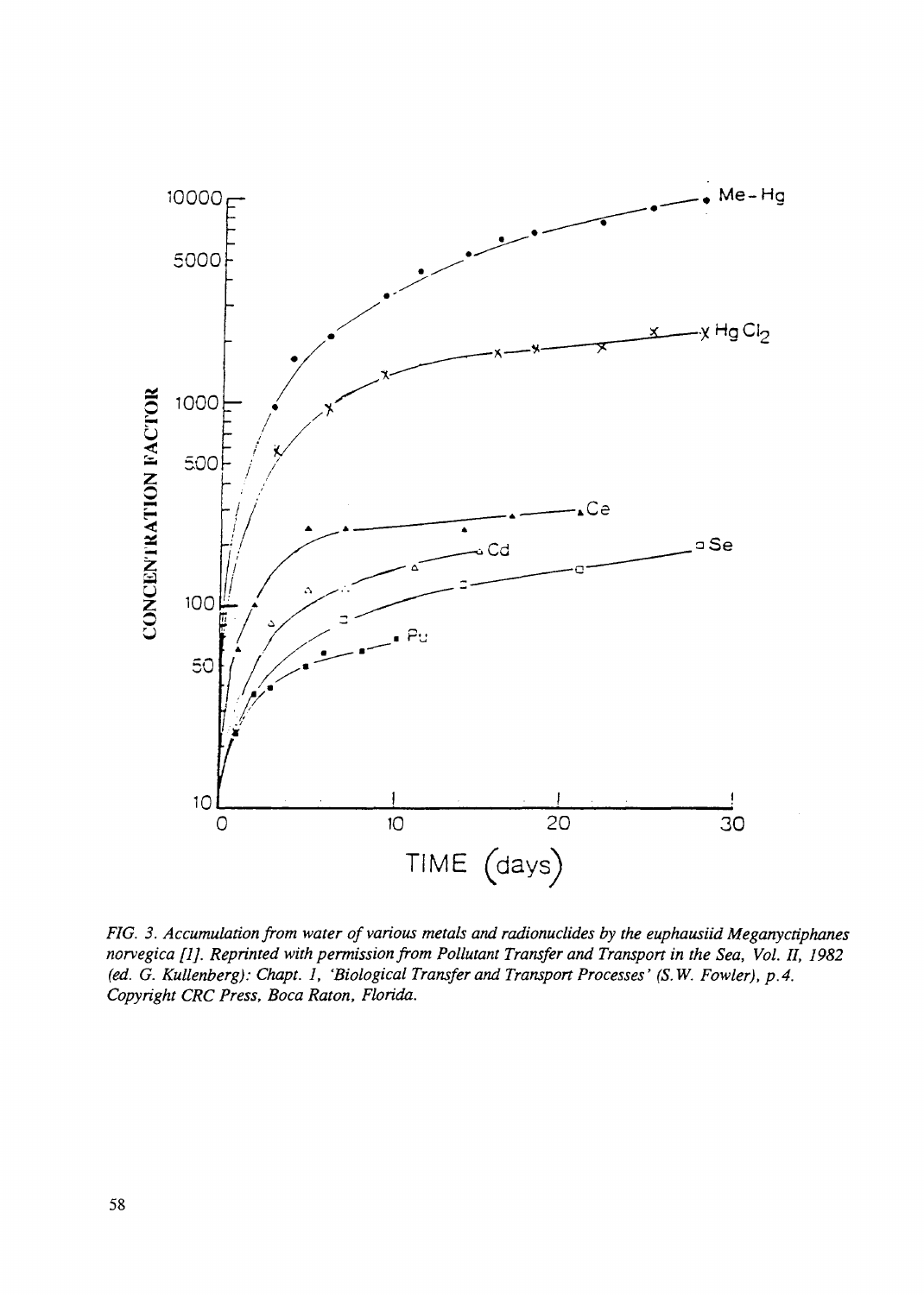*FIG. 3. Accumulation from water of various metals and radionuclides by the euphausiid Meganyctiphanes norvegica [1]. Reprinted with permission from Pollutant Transfer and Transport in the Sea, Vol. II, 1982 (ed. G. Kullenberg): Chapt. 1, 'Biological Transfer and Transport Processes' (S.W. Fowler), p.4. Copyright CRC Press, Boca Raton, Florida.*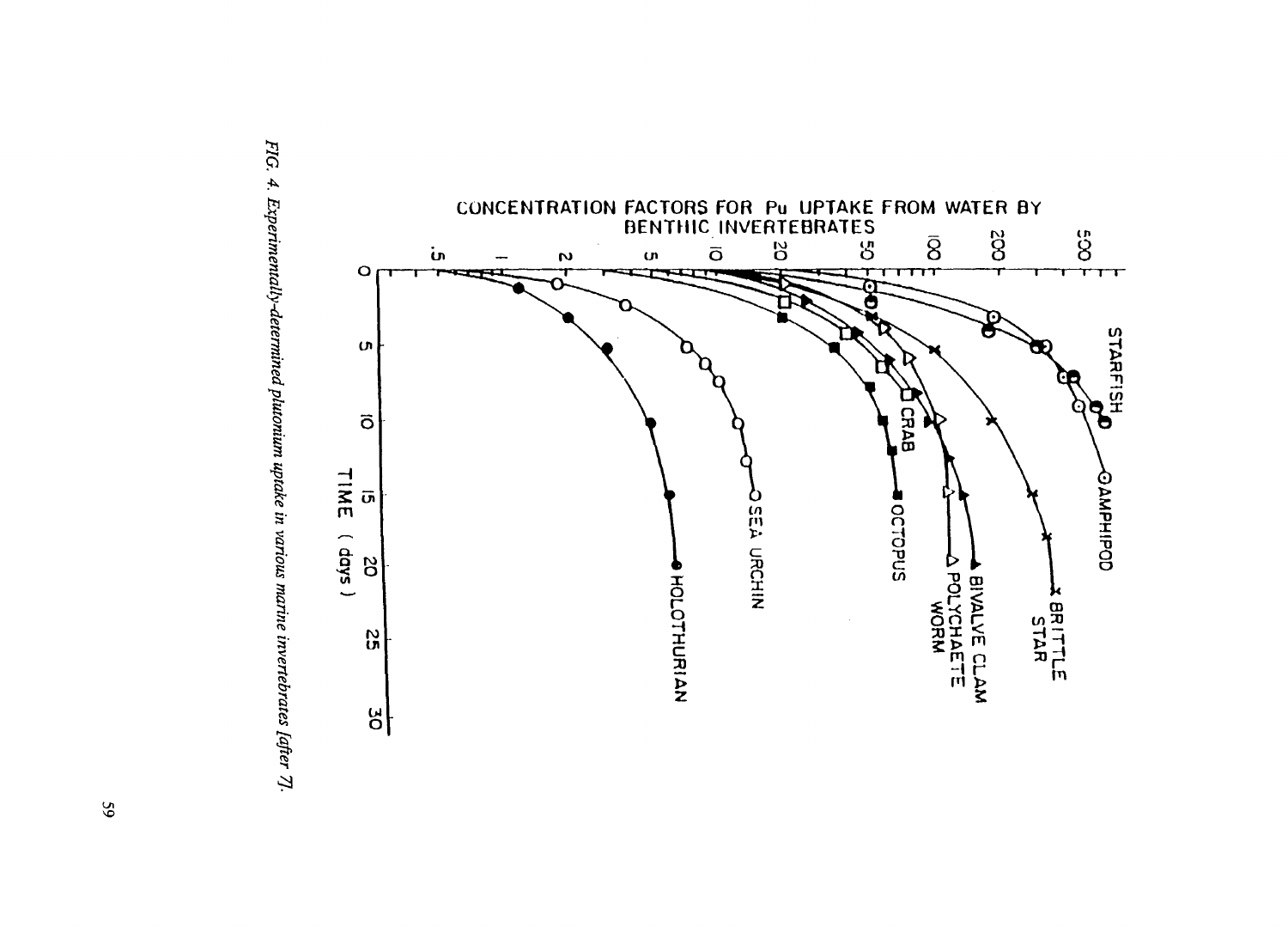CONCENTRATION FACTORS FOR Pu UPTAKE FROM WATER BY BENTHIC INVERTEBRATES

STARFISH
AMPHIPOD
BRITTLE STAR
BIVALVE CLAM
POLYCHAETE WORM
CRAB
OCTOPUS
SEA URCHIN
HOLOTHURIAN

.5, 1, 2, 5, 10, 20, 50, 100, 200, 500

0, 5, 10, 15, 20, 25, 30

TIME (days)

*FIG. 4. Experimentally-determined plutonium uptake in various marine invertebrates [after 7].*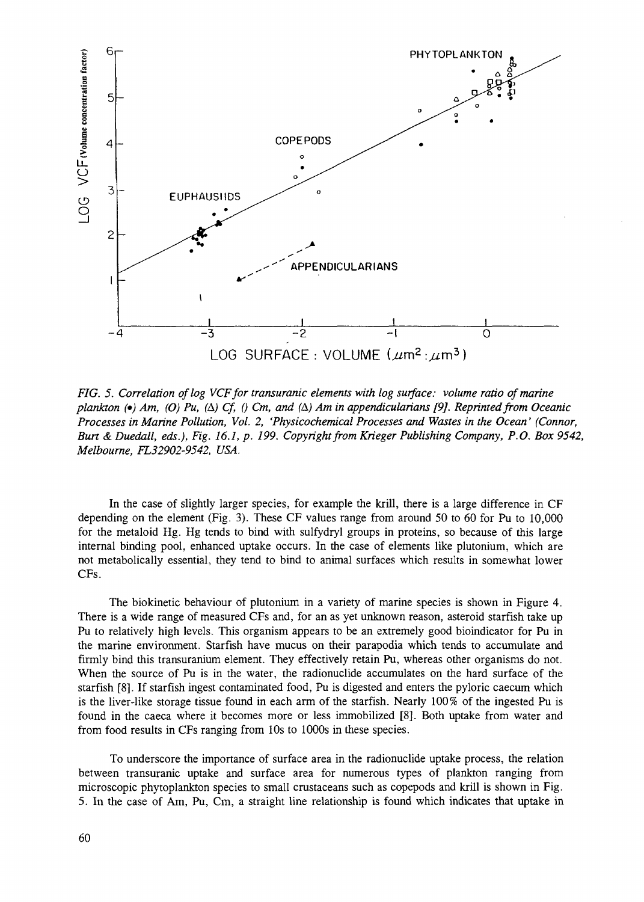*FIG. 5. Correlation of log VCF for transuranic elements with log surface: volume ratio of marine plankton (•) Am, (O) Pu, (Δ) Cf, () Cm, and (Δ) Am in appendicularians [9]. Reprinted from Oceanic Processes in Marine Pollution, Vol. 2, 'Physicochemical Processes and Wastes in the Ocean' (Connor, Burt & Duedall, eds.), Fig. 16.1, p. 199. Copyright from Krieger Publishing Company, P.O. Box 9542, Melbourne, FL32902-9542, USA.*

In the case of slightly larger species, for example the krill, there is a large difference in CF depending on the element (Fig. 3). These CF values range from around 50 to 60 for Pu to 10,000 for the metaloid Hg. Hg tends to bind with sulfydryl groups in proteins, so because of this large internal binding pool, enhanced uptake occurs. In the case of elements like plutonium, which are not metabolically essential, they tend to bind to animal surfaces which results in somewhat lower CFs.

The biokinetic behaviour of plutonium in a variety of marine species is shown in Figure 4. There is a wide range of measured CFs and, for an as yet unknown reason, asteroid starfish take up Pu to relatively high levels. This organism appears to be an extremely good bioindicator for Pu in the marine environment. Starfish have mucus on their parapodia which tends to accumulate and firmly bind this transuranium element. They effectively retain Pu, whereas other organisms do not. When the source of Pu is in the water, the radionuclide accumulates on the hard surface of the starfish [8]. If starfish ingest contaminated food, Pu is digested and enters the pyloric caecum which is the liver-like storage tissue found in each arm of the starfish. Nearly 100% of the ingested Pu is found in the caeca where it becomes more or less immobilized [8]. Both uptake from water and from food results in CFs ranging from 10s to 1000s in these species.

To underscore the importance of surface area in the radionuclide uptake process, the relation between transuranic uptake and surface area for numerous types of plankton ranging from microscopic phytoplankton species to small crustaceans such as copepods and krill is shown in Fig. 5. In the case of Am, Pu, Cm, a straight line relationship is found which indicates that uptake in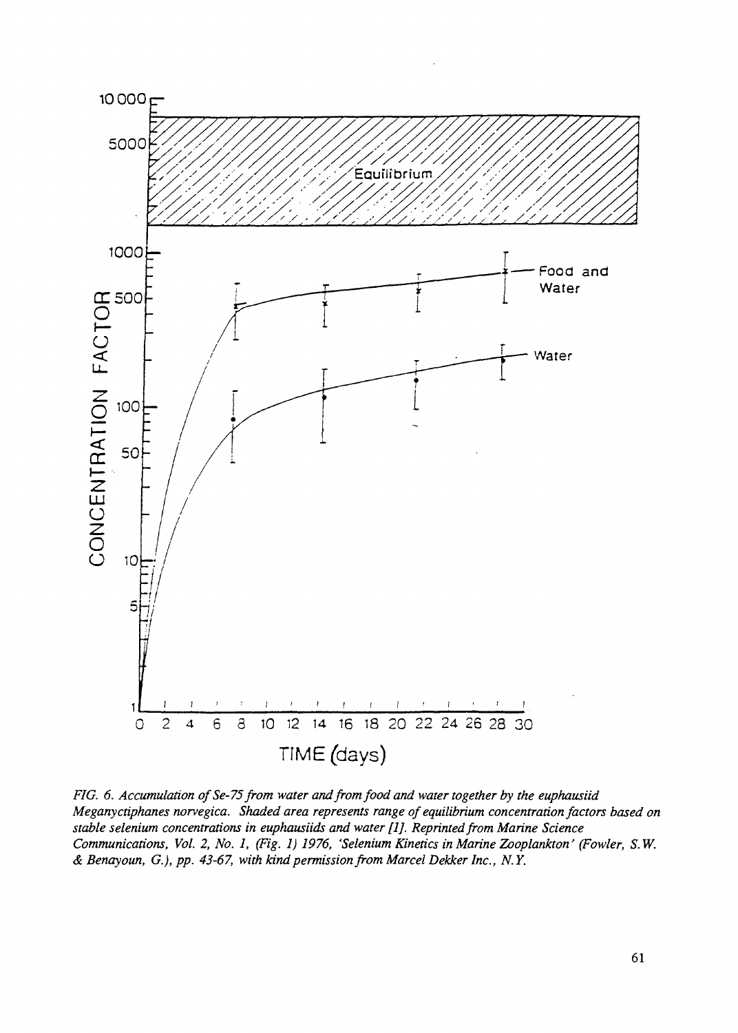*FIG. 6. Accumulation of Se-75 from water and from food and water together by the euphausiid Meganyctiphanes norvegica. Shaded area represents range of equilibrium concentration factors based on stable selenium concentrations in euphausiids and water [1]. Reprinted from Marine Science Communications, Vol. 2, No. 1, (Fig. 1) 1976, 'Selenium Kinetics in Marine Zooplankton' (Fowler, S.W. & Benayoun, G.), pp. 43-67, with kind permission from Marcel Dekker Inc., N.Y.*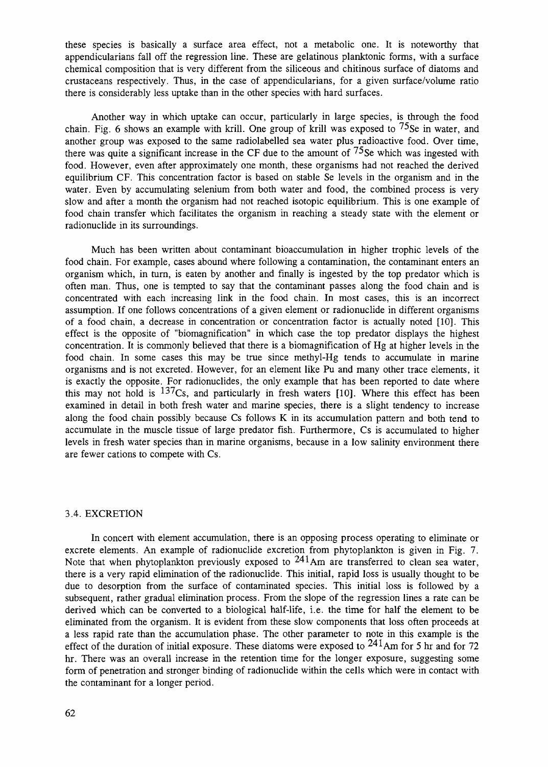these species is basically a surface area effect, not a metabolic one. It is noteworthy that appendicularians fall off the regression line. These are gelatinous planktonic forms, with a surface chemical composition that is very different from the siliceous and chitinous surface of diatoms and crustaceans respectively. Thus, in the case of appendicularians, for a given surface/volume ratio there is considerably less uptake than in the other species with hard surfaces.

Another way in which uptake can occur, particularly in large species, is through the food chain. Fig. 6 shows an example with krill. One group of krill was exposed to $^{75}$Se in water, and another group was exposed to the same radiolabelled sea water plus radioactive food. Over time, there was quite a significant increase in the CF due to the amount of $^{75}$Se which was ingested with food. However, even after approximately one month, these organisms had not reached the derived equilibrium CF. This concentration factor is based on stable Se levels in the organism and in the water. Even by accumulating selenium from both water and food, the combined process is very slow and after a month the organism had not reached isotopic equilibrium. This is one example of food chain transfer which facilitates the organism in reaching a steady state with the element or radionuclide in its surroundings.

Much has been written about contaminant bioaccumulation in higher trophic levels of the food chain. For example, cases abound where following a contamination, the contaminant enters an organism which, in turn, is eaten by another and finally is ingested by the top predator which is often man. Thus, one is tempted to say that the contaminant passes along the food chain and is concentrated with each increasing link in the food chain. In most cases, this is an incorrect assumption. If one follows concentrations of a given element or radionuclide in different organisms of a food chain, a decrease in concentration or concentration factor is actually noted [10]. This effect is the opposite of "biomagnification" in which case the top predator displays the highest concentration. It is commonly believed that there is a biomagnification of Hg at higher levels in the food chain. In some cases this may be true since methyl-Hg tends to accumulate in marine organisms and is not excreted. However, for an element like Pu and many other trace elements, it is exactly the opposite. For radionuclides, the only example that has been reported to date where this may not hold is $^{137}$Cs, and particularly in fresh waters [10]. Where this effect has been examined in detail in both fresh water and marine species, there is a slight tendency to increase along the food chain possibly because Cs follows K in its accumulation pattern and both tend to accumulate in the muscle tissue of large predator fish. Furthermore, Cs is accumulated to higher levels in fresh water species than in marine organisms, because in a low salinity environment there are fewer cations to compete with Cs.

### 3.4. EXCRETION

In concert with element accumulation, there is an opposing process operating to eliminate or excrete elements. An example of radionuclide excretion from phytoplankton is given in Fig. 7. Note that when phytoplankton previously exposed to $^{241}$Am are transferred to clean sea water, there is a very rapid elimination of the radionuclide. This initial, rapid loss is usually thought to be due to desorption from the surface of contaminated species. This initial loss is followed by a subsequent, rather gradual elimination process. From the slope of the regression lines a rate can be derived which can be converted to a biological half-life, i.e. the time for half the element to be eliminated from the organism. It is evident from these slow components that loss often proceeds at a less rapid rate than the accumulation phase. The other parameter to note in this example is the effect of the duration of initial exposure. These diatoms were exposed to $^{241}$Am for 5 hr and for 72 hr. There was an overall increase in the retention time for the longer exposure, suggesting some form of penetration and stronger binding of radionuclide within the cells which were in contact with the contaminant for a longer period.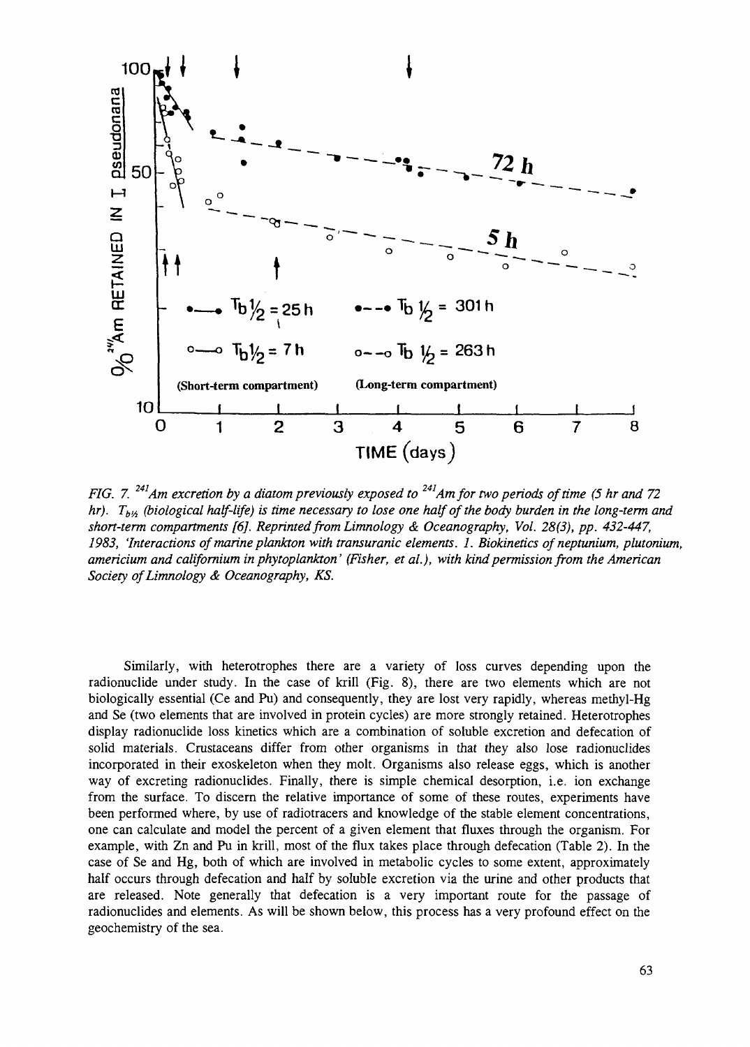*FIG. 7. $^{241}$Am excretion by a diatom previously exposed to $^{241}$Am for two periods of time (5 hr and 72 hr). $T_{b½}$ (biological half-life) is time necessary to lose one half of the body burden in the long-term and short-term compartments [6]. Reprinted from Limnology & Oceanography, Vol. 28(3), pp. 432-447, 1983, 'Interactions of marine plankton with transuranic elements. 1. Biokinetics of neptunium, plutonium, americium and californium in phytoplankton' (Fisher, et al.), with kind permission from the American Society of Limnology & Oceanography, KS.*

Similarly, with heterotrophes there are a variety of loss curves depending upon the radionuclide under study. In the case of krill (Fig. 8), there are two elements which are not biologically essential (Ce and Pu) and consequently, they are lost very rapidly, whereas methyl-Hg and Se (two elements that are involved in protein cycles) are more strongly retained. Heterotrophes display radionuclide loss kinetics which are a combination of soluble excretion and defecation of solid materials. Crustaceans differ from other organisms in that they also lose radionuclides incorporated in their exoskeleton when they molt. Organisms also release eggs, which is another way of excreting radionuclides. Finally, there is simple chemical desorption, i.e. ion exchange from the surface. To discern the relative importance of some of these routes, experiments have been performed where, by use of radiotracers and knowledge of the stable element concentrations, one can calculate and model the percent of a given element that fluxes through the organism. For example, with Zn and Pu in krill, most of the flux takes place through defecation (Table 2). In the case of Se and Hg, both of which are involved in metabolic cycles to some extent, approximately half occurs through defecation and half by soluble excretion via the urine and other products that are released. Note generally that defecation is a very important route for the passage of radionuclides and elements. As will be shown below, this process has a very profound effect on the geochemistry of the sea.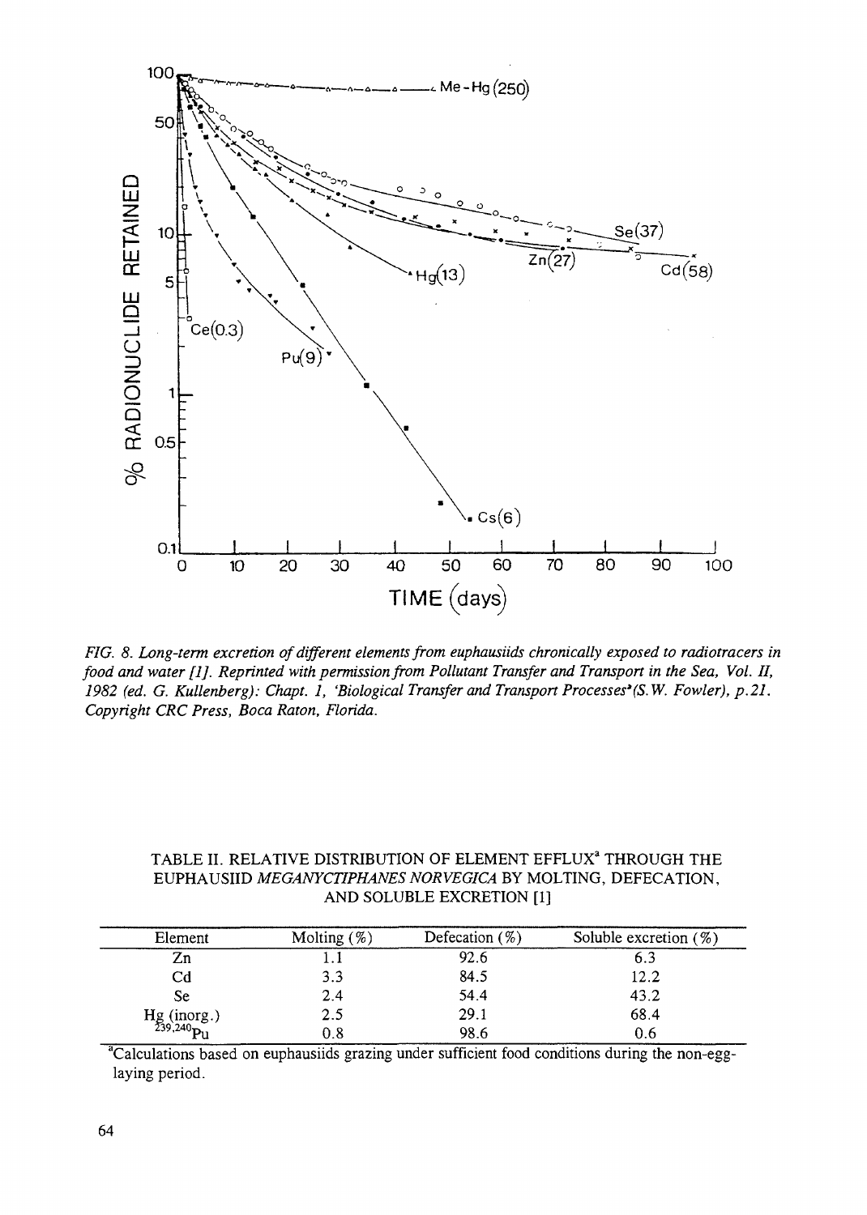*FIG. 8. Long-term excretion of different elements from euphausiids chronically exposed to radiotracers in food and water [1]. Reprinted with permission from Pollutant Transfer and Transport in the Sea, Vol. II, 1982 (ed. G. Kullenberg): Chapt. 1, 'Biological Transfer and Transport Processes' (S.W. Fowler), p.21. Copyright CRC Press, Boca Raton, Florida.*

TABLE II. RELATIVE DISTRIBUTION OF ELEMENT EFFLUX[a] THROUGH THE EUPHAUSIID *MEGANYCTIPHANES NORVEGICA* BY MOLTING, DEFECATION, AND SOLUBLE EXCRETION [1]

| Element | Molting (%) | Defecation (%) | Soluble excretion (%) |
|---|---|---|---|
| Zn | 1.1 | 92.6 | 6.3 |
| Cd | 3.3 | 84.5 | 12.2 |
| Se | 2.4 | 54.4 | 43.2 |
| Hg (inorg.) | 2.5 | 29.1 | 68.4 |
| $^{239,240}Pu$ | 0.8 | 98.6 | 0.6 |

[a]Calculations based on euphausiids grazing under sufficient food conditions during the non-egg-laying period.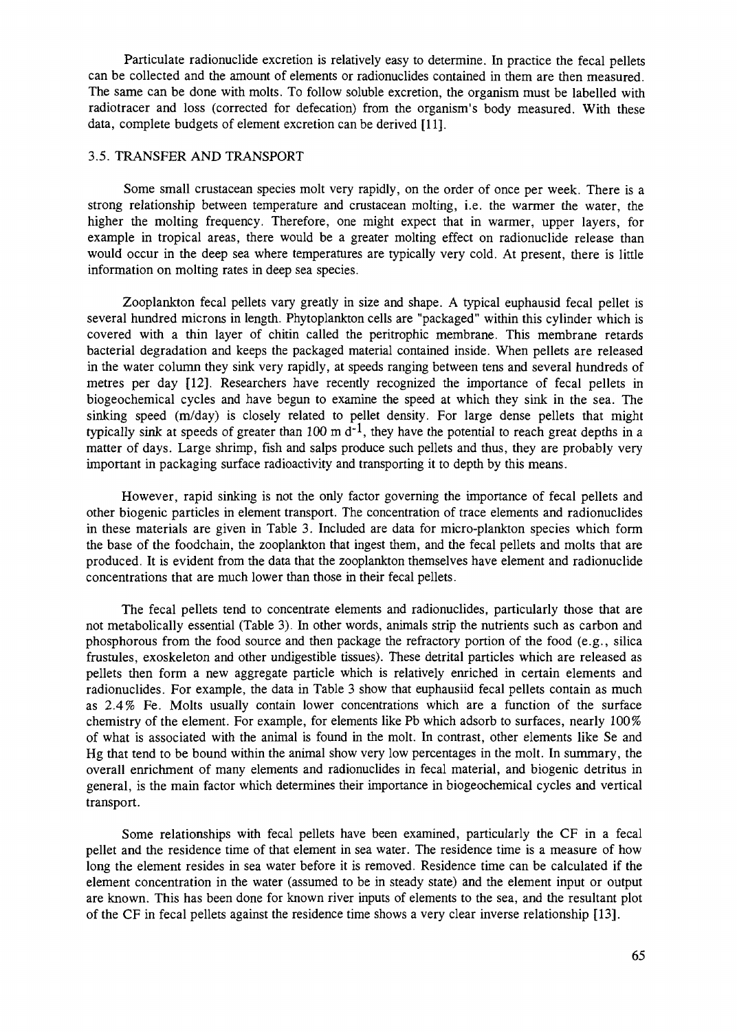Particulate radionuclide excretion is relatively easy to determine. In practice the fecal pellets can be collected and the amount of elements or radionuclides contained in them are then measured. The same can be done with molts. To follow soluble excretion, the organism must be labelled with radiotracer and loss (corrected for defecation) from the organism's body measured. With these data, complete budgets of element excretion can be derived [11].

### 3.5. TRANSFER AND TRANSPORT

Some small crustacean species molt very rapidly, on the order of once per week. There is a strong relationship between temperature and crustacean molting, i.e. the warmer the water, the higher the molting frequency. Therefore, one might expect that in warmer, upper layers, for example in tropical areas, there would be a greater molting effect on radionuclide release than would occur in the deep sea where temperatures are typically very cold. At present, there is little information on molting rates in deep sea species.

Zooplankton fecal pellets vary greatly in size and shape. A typical euphausid fecal pellet is several hundred microns in length. Phytoplankton cells are "packaged" within this cylinder which is covered with a thin layer of chitin called the peritrophic membrane. This membrane retards bacterial degradation and keeps the packaged material contained inside. When pellets are released in the water column they sink very rapidly, at speeds ranging between tens and several hundreds of metres per day [12]. Researchers have recently recognized the importance of fecal pellets in biogeochemical cycles and have begun to examine the speed at which they sink in the sea. The sinking speed (m/day) is closely related to pellet density. For large dense pellets that might typically sink at speeds of greater than 100 m $d^{-1}$, they have the potential to reach great depths in a matter of days. Large shrimp, fish and salps produce such pellets and thus, they are probably very important in packaging surface radioactivity and transporting it to depth by this means.

However, rapid sinking is not the only factor governing the importance of fecal pellets and other biogenic particles in element transport. The concentration of trace elements and radionuclides in these materials are given in Table 3. Included are data for micro-plankton species which form the base of the foodchain, the zooplankton that ingest them, and the fecal pellets and molts that are produced. It is evident from the data that the zooplankton themselves have element and radionuclide concentrations that are much lower than those in their fecal pellets.

The fecal pellets tend to concentrate elements and radionuclides, particularly those that are not metabolically essential (Table 3). In other words, animals strip the nutrients such as carbon and phosphorous from the food source and then package the refractory portion of the food (e.g., silica frustules, exoskeleton and other undigestible tissues). These detrital particles which are released as pellets then form a new aggregate particle which is relatively enriched in certain elements and radionuclides. For example, the data in Table 3 show that euphausiid fecal pellets contain as much as 2.4% Fe. Molts usually contain lower concentrations which are a function of the surface chemistry of the element. For example, for elements like Pb which adsorb to surfaces, nearly 100% of what is associated with the animal is found in the molt. In contrast, other elements like Se and Hg that tend to be bound within the animal show very low percentages in the molt. In summary, the overall enrichment of many elements and radionuclides in fecal material, and biogenic detritus in general, is the main factor which determines their importance in biogeochemical cycles and vertical transport.

Some relationships with fecal pellets have been examined, particularly the CF in a fecal pellet and the residence time of that element in sea water. The residence time is a measure of how long the element resides in sea water before it is removed. Residence time can be calculated if the element concentration in the water (assumed to be in steady state) and the element input or output are known. This has been done for known river inputs of elements to the sea, and the resultant plot of the CF in fecal pellets against the residence time shows a very clear inverse relationship [13].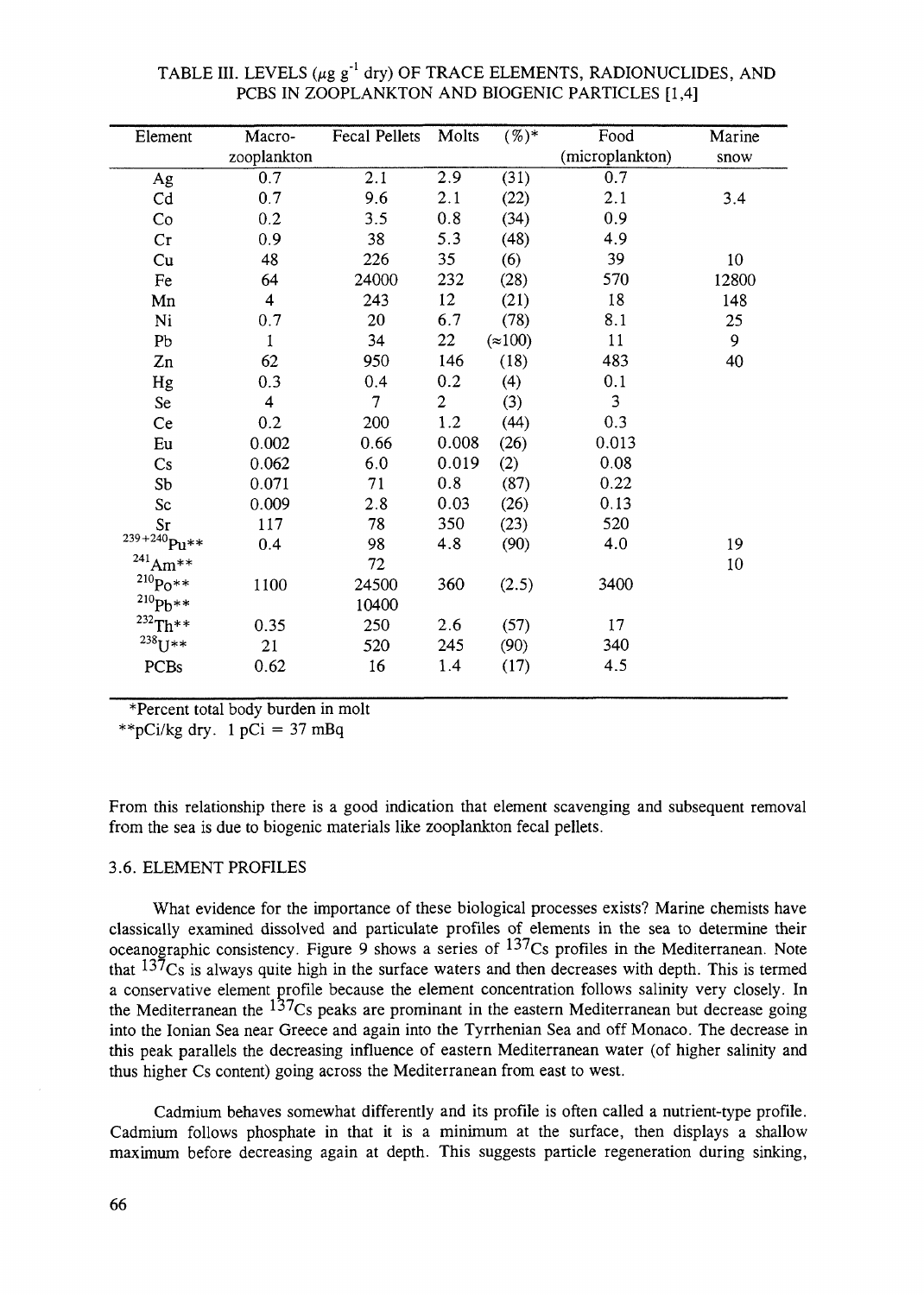TABLE III. LEVELS ($\mu g\ g^{-1}$ dry) OF TRACE ELEMENTS, RADIONUCLIDES, AND PCBS IN ZOOPLANKTON AND BIOGENIC PARTICLES [1,4]

| Element | Macro-zooplankton | Fecal Pellets | Molts | (%)* | Food (microplankton) | Marine snow |
|---|---|---|---|---|---|---|
| Ag | 0.7 | 2.1 | 2.9 | (31) | 0.7 | |
| Cd | 0.7 | 9.6 | 2.1 | (22) | 2.1 | 3.4 |
| Co | 0.2 | 3.5 | 0.8 | (34) | 0.9 | |
| Cr | 0.9 | 38 | 5.3 | (48) | 4.9 | |
| Cu | 48 | 226 | 35 | (6) | 39 | 10 |
| Fe | 64 | 24000 | 232 | (28) | 570 | 12800 |
| Mn | 4 | 243 | 12 | (21) | 18 | 148 |
| Ni | 0.7 | 20 | 6.7 | (78) | 8.1 | 25 |
| Pb | 1 | 34 | 22 | (≈100) | 11 | 9 |
| Zn | 62 | 950 | 146 | (18) | 483 | 40 |
| Hg | 0.3 | 0.4 | 0.2 | (4) | 0.1 | |
| Se | 4 | 7 | 2 | (3) | 3 | |
| Ce | 0.2 | 200 | 1.2 | (44) | 0.3 | |
| Eu | 0.002 | 0.66 | 0.008 | (26) | 0.013 | |
| Cs | 0.062 | 6.0 | 0.019 | (2) | 0.08 | |
| Sb | 0.071 | 71 | 0.8 | (87) | 0.22 | |
| Sc | 0.009 | 2.8 | 0.03 | (26) | 0.13 | |
| Sr | 117 | 78 | 350 | (23) | 520 | |
| $^{239+240}Pu$** | 0.4 | 98 | 4.8 | (90) | 4.0 | 19 |
| $^{241}Am$** | | 72 | | | | 10 |
| $^{210}Po$** | 1100 | 24500 | 360 | (2.5) | 3400 | |
| $^{210}Pb$** | | 10400 | | | | |
| $^{232}Th$** | 0.35 | 250 | 2.6 | (57) | 17 | |
| $^{238}U$** | 21 | 520 | 245 | (90) | 340 | |
| PCBs | 0.62 | 16 | 1.4 | (17) | 4.5 | |

*Percent total body burden in molt
**pCi/kg dry. 1 pCi = 37 mBq

From this relationship there is a good indication that element scavenging and subsequent removal from the sea is due to biogenic materials like zooplankton fecal pellets.

### 3.6. ELEMENT PROFILES

What evidence for the importance of these biological processes exists? Marine chemists have classically examined dissolved and particulate profiles of elements in the sea to determine their oceanographic consistency. Figure 9 shows a series of $^{137}Cs$ profiles in the Mediterranean. Note that $^{137}Cs$ is always quite high in the surface waters and then decreases with depth. This is termed a conservative element profile because the element concentration follows salinity very closely. In the Mediterranean the $^{137}Cs$ peaks are prominant in the eastern Mediterranean but decrease going into the Ionian Sea near Greece and again into the Tyrrhenian Sea and off Monaco. The decrease in this peak parallels the decreasing influence of eastern Mediterranean water (of higher salinity and thus higher Cs content) going across the Mediterranean from east to west.

Cadmium behaves somewhat differently and its profile is often called a nutrient-type profile. Cadmium follows phosphate in that it is a minimum at the surface, then displays a shallow maximum before decreasing again at depth. This suggests particle regeneration during sinking,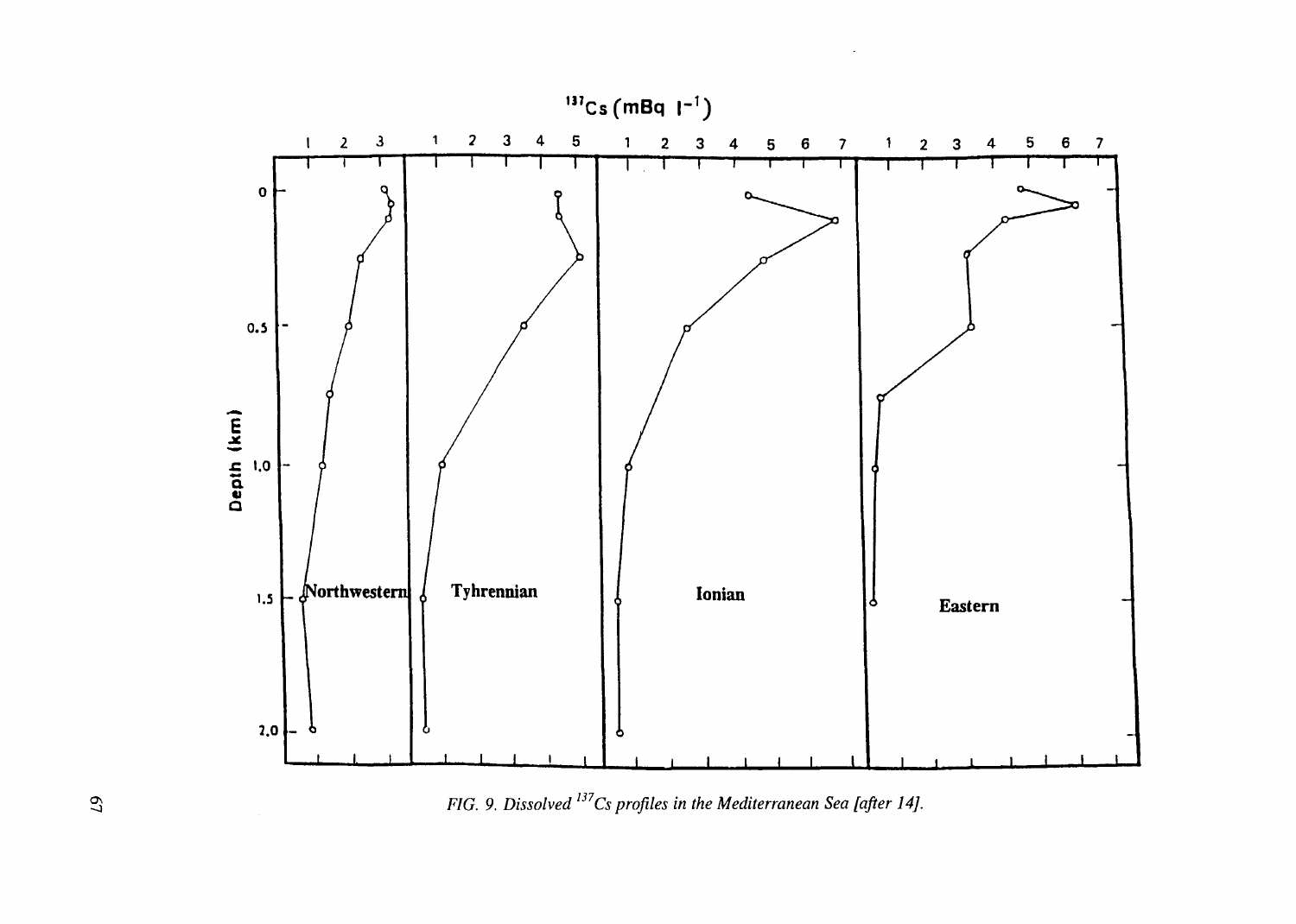FIG. 9. Dissolved $^{137}Cs$ profiles in the Mediterranean Sea [after 14].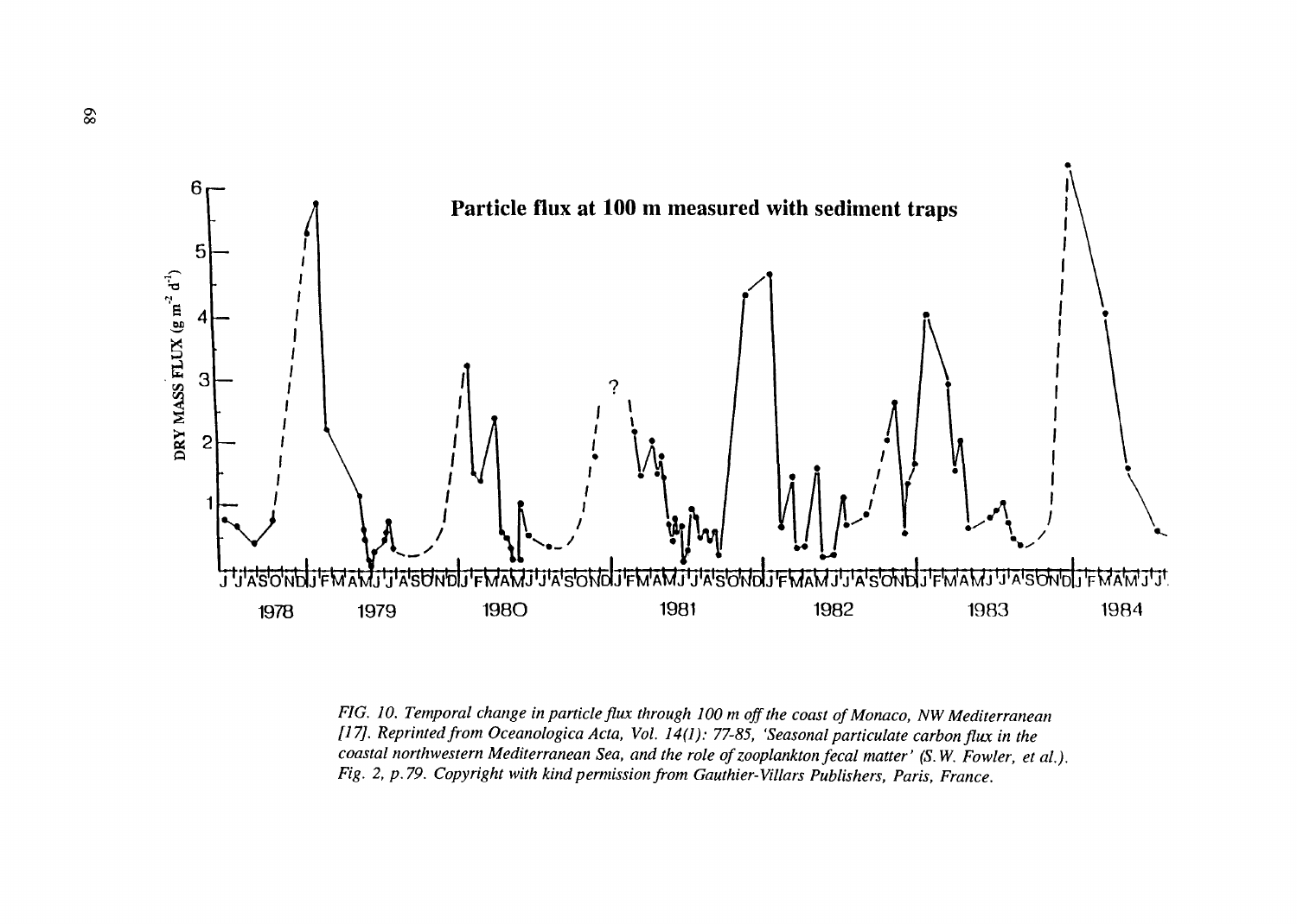FIG. 10. *Temporal change in particle flux through 100 m off the coast of Monaco, NW Mediterranean [17]. Reprinted from Oceanologica Acta, Vol. 14(1): 77-85, 'Seasonal particulate carbon flux in the coastal northwestern Mediterranean Sea, and the role of zooplankton fecal matter' (S.W. Fowler, et al.). Fig. 2, p.79. Copyright with kind permission from Gauthier-Villars Publishers, Paris, France.*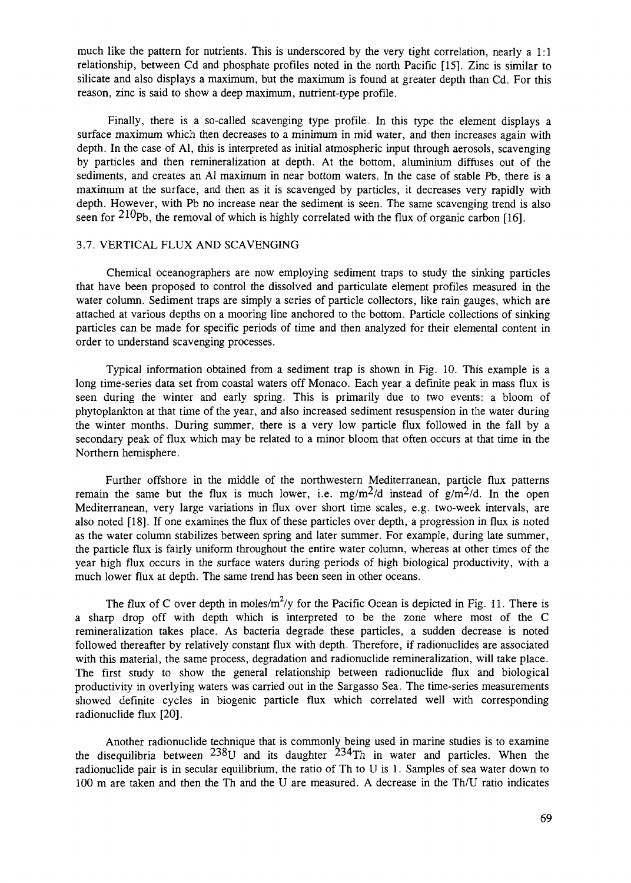much like the pattern for nutrients. This is underscored by the very tight correlation, nearly a 1:1 relationship, between Cd and phosphate profiles noted in the north Pacific [15]. Zinc is similar to silicate and also displays a maximum, but the maximum is found at greater depth than Cd. For this reason, zinc is said to show a deep maximum, nutrient-type profile.

Finally, there is a so-called scavenging type profile. In this type the element displays a surface maximum which then decreases to a minimum in mid water, and then increases again with depth. In the case of Al, this is interpreted as initial atmospheric input through aerosols, scavenging by particles and then remineralization at depth. At the bottom, aluminium diffuses out of the sediments, and creates an Al maximum in near bottom waters. In the case of stable Pb, there is a maximum at the surface, and then as it is scavenged by particles, it decreases very rapidly with depth. However, with Pb no increase near the sediment is seen. The same scavenging trend is also seen for $^{210}Pb$, the removal of which is highly correlated with the flux of organic carbon [16].

### 3.7. VERTICAL FLUX AND SCAVENGING

Chemical oceanographers are now employing sediment traps to study the sinking particles that have been proposed to control the dissolved and particulate element profiles measured in the water column. Sediment traps are simply a series of particle collectors, like rain gauges, which are attached at various depths on a mooring line anchored to the bottom. Particle collections of sinking particles can be made for specific periods of time and then analyzed for their elemental content in order to understand scavenging processes.

Typical information obtained from a sediment trap is shown in Fig. 10. This example is a long time-series data set from coastal waters off Monaco. Each year a definite peak in mass flux is seen during the winter and early spring. This is primarily due to two events: a bloom of phytoplankton at that time of the year, and also increased sediment resuspension in the water during the winter months. During summer, there is a very low particle flux followed in the fall by a secondary peak of flux which may be related to a minor bloom that often occurs at that time in the Northern hemisphere.

Further offshore in the middle of the northwestern Mediterranean, particle flux patterns remain the same but the flux is much lower, i.e. $mg/m^2/d$ instead of $g/m^2/d$. In the open Mediterranean, very large variations in flux over short time scales, e.g. two-week intervals, are also noted [18]. If one examines the flux of these particles over depth, a progression in flux is noted as the water column stabilizes between spring and later summer. For example, during late summer, the particle flux is fairly uniform throughout the entire water column, whereas at other times of the year high flux occurs in the surface waters during periods of high biological productivity, with a much lower flux at depth. The same trend has been seen in other oceans.

The flux of C over depth in $moles/m^2/y$ for the Pacific Ocean is depicted in Fig. 11. There is a sharp drop off with depth which is interpreted to be the zone where most of the C remineralization takes place. As bacteria degrade these particles, a sudden decrease is noted followed thereafter by relatively constant flux with depth. Therefore, if radionuclides are associated with this material, the same process, degradation and radionuclide remineralization, will take place. The first study to show the general relationship between radionuclide flux and biological productivity in overlying waters was carried out in the Sargasso Sea. The time-series measurements showed definite cycles in biogenic particle flux which correlated well with corresponding radionuclide flux [20].

Another radionuclide technique that is commonly being used in marine studies is to examine the disequilibria between $^{238}U$ and its daughter $^{234}Th$ in water and particles. When the radionuclide pair is in secular equilibrium, the ratio of Th to U is 1. Samples of sea water down to 100 m are taken and then the Th and the U are measured. A decrease in the Th/U ratio indicates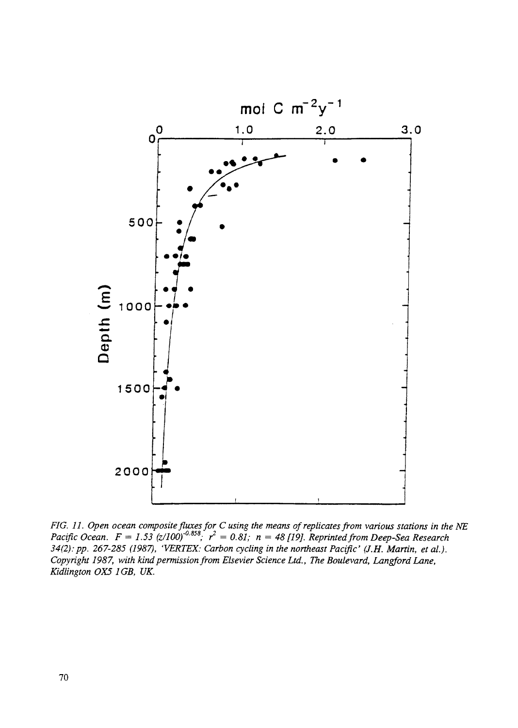*FIG. 11. Open ocean composite fluxes for C using the means of replicates from various stations in the NE Pacific Ocean. $F = 1.53\ (z/100)^{-0.858}$; $r^2 = 0.81$; $n = 48$ [19]. Reprinted from Deep-Sea Research 34(2): pp. 267-285 (1987), 'VERTEX: Carbon cycling in the northeast Pacific' (J.H. Martin, et al.). Copyright 1987, with kind permission from Elsevier Science Ltd., The Boulevard, Langford Lane, Kidlington OX5 1GB, UK.*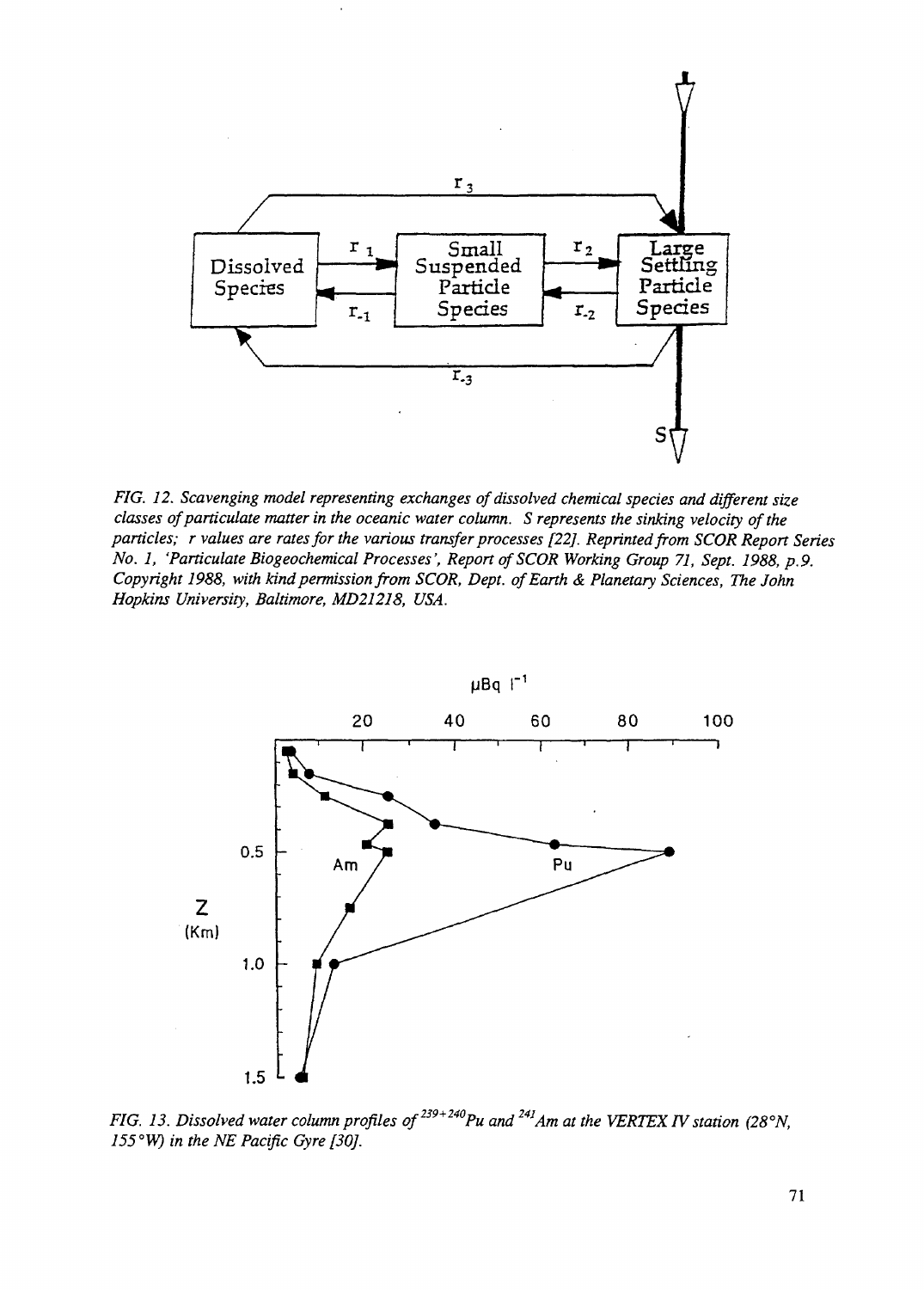*FIG. 12. Scavenging model representing exchanges of dissolved chemical species and different size classes of particulate matter in the oceanic water column. S represents the sinking velocity of the particles; r values are rates for the various transfer processes [22]. Reprinted from SCOR Report Series No. 1, 'Particulate Biogeochemical Processes', Report of SCOR Working Group 71, Sept. 1988, p.9. Copyright 1988, with kind permission from SCOR, Dept. of Earth & Planetary Sciences, The John Hopkins University, Baltimore, MD21218, USA.*

*FIG. 13. Dissolved water column profiles of $^{239+240}Pu$ and $^{241}Am$ at the VERTEX IV station (28°N, 155°W) in the NE Pacific Gyre [30].*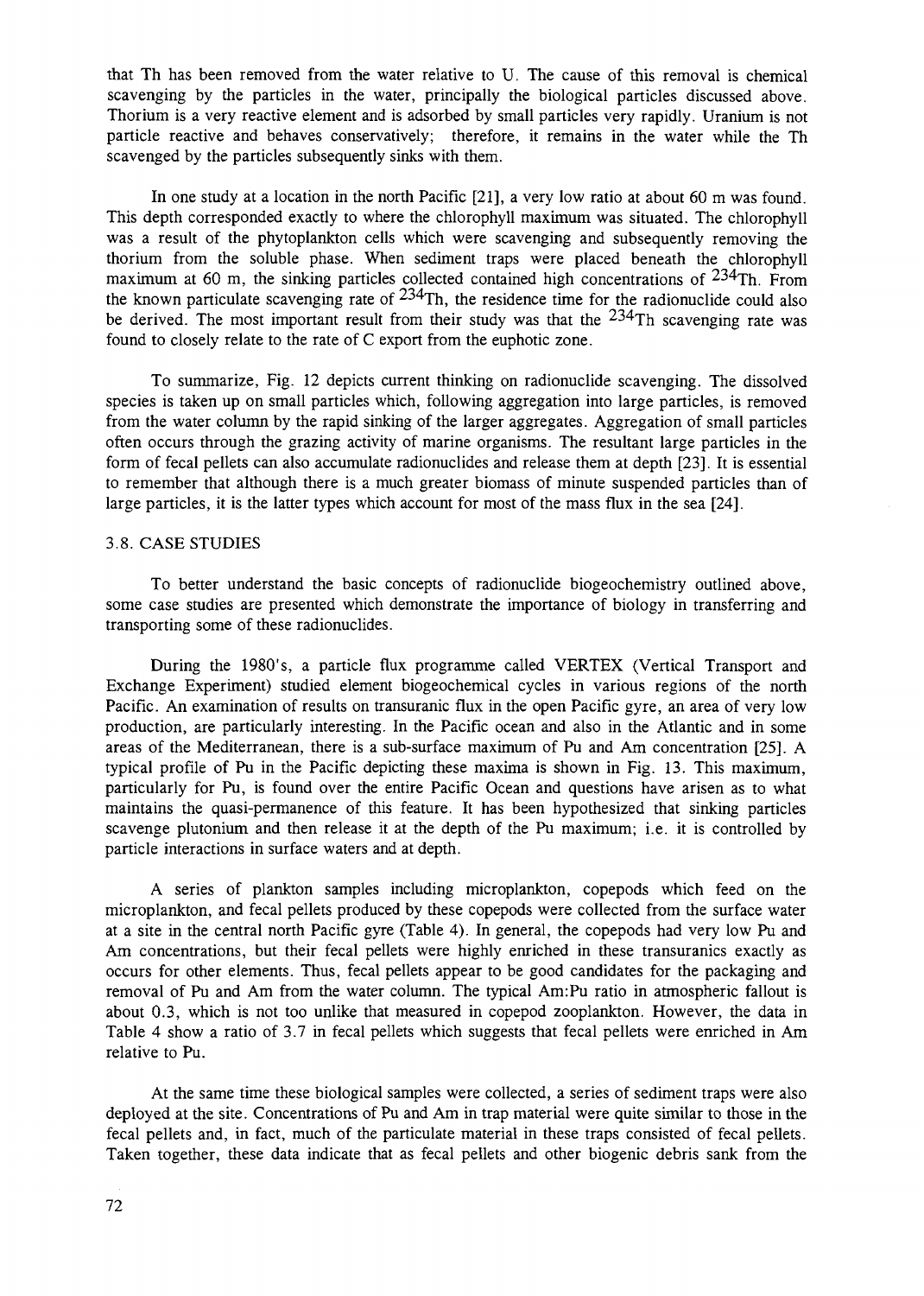that Th has been removed from the water relative to U. The cause of this removal is chemical scavenging by the particles in the water, principally the biological particles discussed above. Thorium is a very reactive element and is adsorbed by small particles very rapidly. Uranium is not particle reactive and behaves conservatively; therefore, it remains in the water while the Th scavenged by the particles subsequently sinks with them.

In one study at a location in the north Pacific [21], a very low ratio at about 60 m was found. This depth corresponded exactly to where the chlorophyll maximum was situated. The chlorophyll was a result of the phytoplankton cells which were scavenging and subsequently removing the thorium from the soluble phase. When sediment traps were placed beneath the chlorophyll maximum at 60 m, the sinking particles collected contained high concentrations of $^{234}$Th. From the known particulate scavenging rate of $^{234}$Th, the residence time for the radionuclide could also be derived. The most important result from their study was that the $^{234}$Th scavenging rate was found to closely relate to the rate of C export from the euphotic zone.

To summarize, Fig. 12 depicts current thinking on radionuclide scavenging. The dissolved species is taken up on small particles which, following aggregation into large particles, is removed from the water column by the rapid sinking of the larger aggregates. Aggregation of small particles often occurs through the grazing activity of marine organisms. The resultant large particles in the form of fecal pellets can also accumulate radionuclides and release them at depth [23]. It is essential to remember that although there is a much greater biomass of minute suspended particles than of large particles, it is the latter types which account for most of the mass flux in the sea [24].

### 3.8. CASE STUDIES

To better understand the basic concepts of radionuclide biogeochemistry outlined above, some case studies are presented which demonstrate the importance of biology in transferring and transporting some of these radionuclides.

During the 1980's, a particle flux programme called VERTEX (Vertical Transport and Exchange Experiment) studied element biogeochemical cycles in various regions of the north Pacific. An examination of results on transuranic flux in the open Pacific gyre, an area of very low production, are particularly interesting. In the Pacific ocean and also in the Atlantic and in some areas of the Mediterranean, there is a sub-surface maximum of Pu and Am concentration [25]. A typical profile of Pu in the Pacific depicting these maxima is shown in Fig. 13. This maximum, particularly for Pu, is found over the entire Pacific Ocean and questions have arisen as to what maintains the quasi-permanence of this feature. It has been hypothesized that sinking particles scavenge plutonium and then release it at the depth of the Pu maximum; i.e. it is controlled by particle interactions in surface waters and at depth.

A series of plankton samples including microplankton, copepods which feed on the microplankton, and fecal pellets produced by these copepods were collected from the surface water at a site in the central north Pacific gyre (Table 4). In general, the copepods had very low Pu and Am concentrations, but their fecal pellets were highly enriched in these transuranics exactly as occurs for other elements. Thus, fecal pellets appear to be good candidates for the packaging and removal of Pu and Am from the water column. The typical Am:Pu ratio in atmospheric fallout is about 0.3, which is not too unlike that measured in copepod zooplankton. However, the data in Table 4 show a ratio of 3.7 in fecal pellets which suggests that fecal pellets were enriched in Am relative to Pu.

At the same time these biological samples were collected, a series of sediment traps were also deployed at the site. Concentrations of Pu and Am in trap material were quite similar to those in the fecal pellets and, in fact, much of the particulate material in these traps consisted of fecal pellets. Taken together, these data indicate that as fecal pellets and other biogenic debris sank from the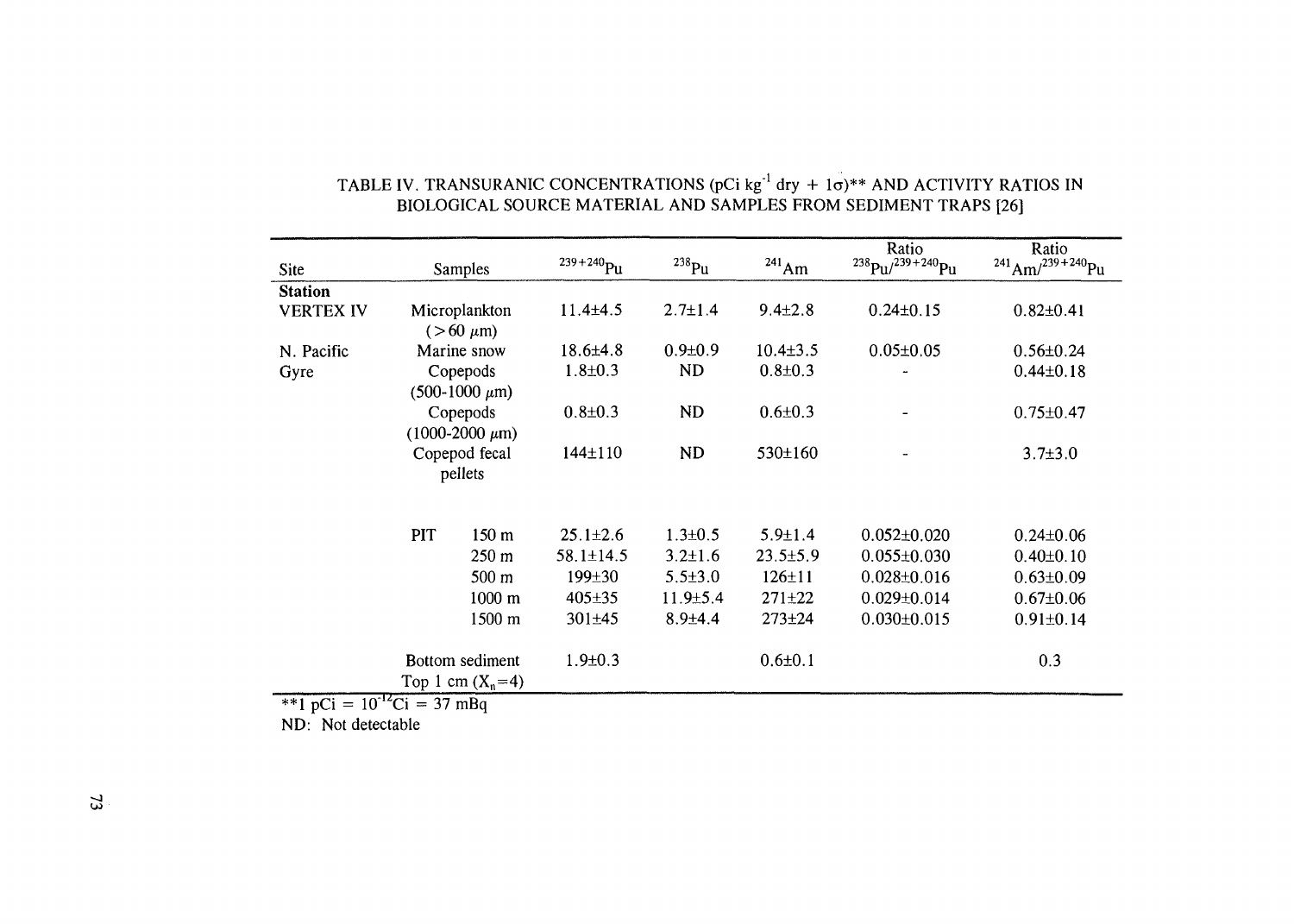TABLE IV. TRANSURANIC CONCENTRATIONS (pCi kg$^{-1}$ dry + 1σ)** AND ACTIVITY RATIOS IN BIOLOGICAL SOURCE MATERIAL AND SAMPLES FROM SEDIMENT TRAPS [26]

| Site | Samples | | $^{239+240}$Pu | $^{238}$Pu | $^{241}$Am | Ratio $^{238}$Pu/$^{239+240}$Pu | Ratio $^{241}$Am/$^{239+240}$Pu |
|---|---|---|---|---|---|---|---|
| **Station** | | | | | | | |
| VERTEX IV | Microplankton (>60 μm) | | 11.4±4.5 | 2.7±1.4 | 9.4±2.8 | 0.24±0.15 | 0.82±0.41 |
| N. Pacific | Marine snow | | 18.6±4.8 | 0.9±0.9 | 10.4±3.5 | 0.05±0.05 | 0.56±0.24 |
| Gyre | Copepods (500-1000 μm) | | 1.8±0.3 | ND | 0.8±0.3 | - | 0.44±0.18 |
| | Copepods (1000-2000 μm) | | 0.8±0.3 | ND | 0.6±0.3 | - | 0.75±0.47 |
| | Copepod fecal pellets | | 144±110 | ND | 530±160 | - | 3.7±3.0 |
| | PIT | 150 m | 25.1±2.6 | 1.3±0.5 | 5.9±1.4 | 0.052±0.020 | 0.24±0.06 |
| | | 250 m | 58.1±14.5 | 3.2±1.6 | 23.5±5.9 | 0.055±0.030 | 0.40±0.10 |
| | | 500 m | 199±30 | 5.5±3.0 | 126±11 | 0.028±0.016 | 0.63±0.09 |
| | | 1000 m | 405±35 | 11.9±5.4 | 271±22 | 0.029±0.014 | 0.67±0.06 |
| | | 1500 m | 301±45 | 8.9±4.4 | 273±24 | 0.030±0.015 | 0.91±0.14 |
| | Bottom sediment Top 1 cm ($X_n$=4) | | 1.9±0.3 | | 0.6±0.1 | | 0.3 |

**1 pCi = $10^{-12}$Ci = 37 mBq

ND: Not detectable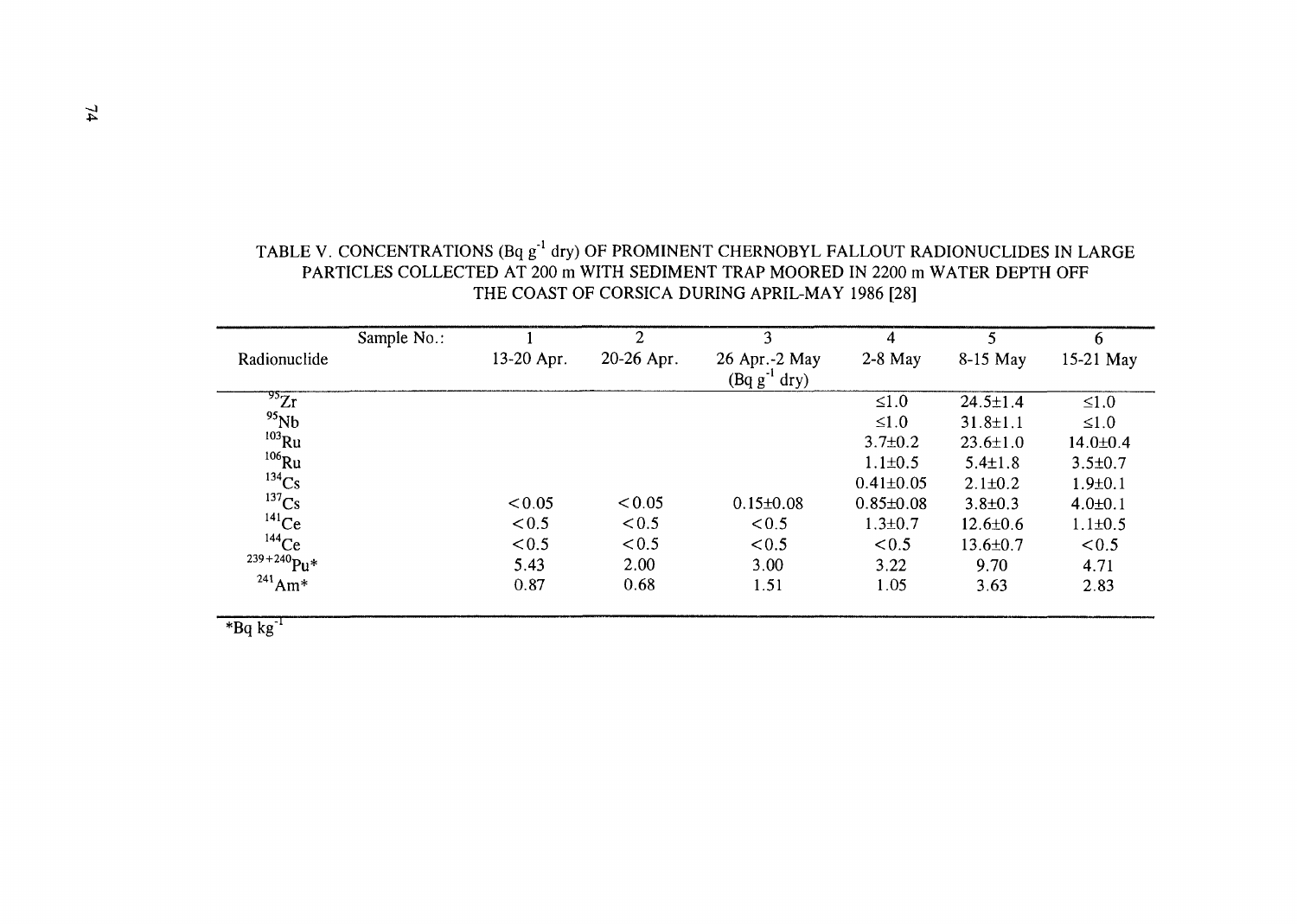TABLE V. CONCENTRATIONS (Bq $g^{-1}$ dry) OF PROMINENT CHERNOBYL FALLOUT RADIONUCLIDES IN LARGE PARTICLES COLLECTED AT 200 m WITH SEDIMENT TRAP MOORED IN 2200 m WATER DEPTH OFF THE COAST OF CORSICA DURING APRIL-MAY 1986 [28]

| Sample No.: | 1 | 2 | 3 | 4 | 5 | 6 |
|---|---|---|---|---|---|---|
| Radionuclide | 13-20 Apr. | 20-26 Apr. | 26 Apr.-2 May (Bq $g^{-1}$ dry) | 2-8 May | 8-15 May | 15-21 May |
| $^{95}$Zr | | | | ≤1.0 | 24.5±1.4 | ≤1.0 |
| $^{95}$Nb | | | | ≤1.0 | 31.8±1.1 | ≤1.0 |
| $^{103}$Ru | | | | 3.7±0.2 | 23.6±1.0 | 14.0±0.4 |
| $^{106}$Ru | | | | 1.1±0.5 | 5.4±1.8 | 3.5±0.7 |
| $^{134}$Cs | | | | 0.41±0.05 | 2.1±0.2 | 1.9±0.1 |
| $^{137}$Cs | < 0.05 | < 0.05 | 0.15±0.08 | 0.85±0.08 | 3.8±0.3 | 4.0±0.1 |
| $^{141}$Ce | < 0.5 | < 0.5 | < 0.5 | 1.3±0.7 | 12.6±0.6 | 1.1±0.5 |
| $^{144}$Ce | < 0.5 | < 0.5 | < 0.5 | < 0.5 | 13.6±0.7 | < 0.5 |
| $^{239+240}$Pu* | 5.43 | 2.00 | 3.00 | 3.22 | 9.70 | 4.71 |
| $^{241}$Am* | 0.87 | 0.68 | 1.51 | 1.05 | 3.63 | 2.83 |

*Bq $kg^{-1}$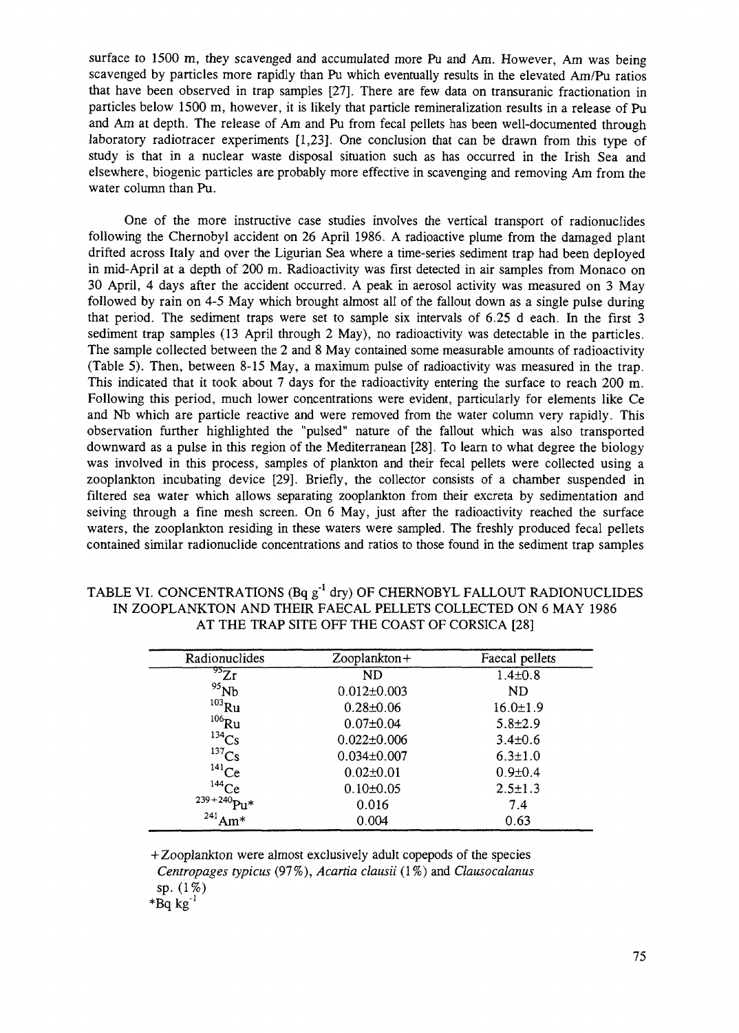surface to 1500 m, they scavenged and accumulated more Pu and Am. However, Am was being scavenged by particles more rapidly than Pu which eventually results in the elevated Am/Pu ratios that have been observed in trap samples [27]. There are few data on transuranic fractionation in particles below 1500 m, however, it is likely that particle remineralization results in a release of Pu and Am at depth. The release of Am and Pu from fecal pellets has been well-documented through laboratory radiotracer experiments [1,23]. One conclusion that can be drawn from this type of study is that in a nuclear waste disposal situation such as has occurred in the Irish Sea and elsewhere, biogenic particles are probably more effective in scavenging and removing Am from the water column than Pu.

One of the more instructive case studies involves the vertical transport of radionuclides following the Chernobyl accident on 26 April 1986. A radioactive plume from the damaged plant drifted across Italy and over the Ligurian Sea where a time-series sediment trap had been deployed in mid-April at a depth of 200 m. Radioactivity was first detected in air samples from Monaco on 30 April, 4 days after the accident occurred. A peak in aerosol activity was measured on 3 May followed by rain on 4-5 May which brought almost all of the fallout down as a single pulse during that period. The sediment traps were set to sample six intervals of 6.25 d each. In the first 3 sediment trap samples (13 April through 2 May), no radioactivity was detectable in the particles. The sample collected between the 2 and 8 May contained some measurable amounts of radioactivity (Table 5). Then, between 8-15 May, a maximum pulse of radioactivity was measured in the trap. This indicated that it took about 7 days for the radioactivity entering the surface to reach 200 m. Following this period, much lower concentrations were evident, particularly for elements like Ce and Nb which are particle reactive and were removed from the water column very rapidly. This observation further highlighted the "pulsed" nature of the fallout which was also transported downward as a pulse in this region of the Mediterranean [28]. To learn to what degree the biology was involved in this process, samples of plankton and their fecal pellets were collected using a zooplankton incubating device [29]. Briefly, the collector consists of a chamber suspended in filtered sea water which allows separating zooplankton from their excreta by sedimentation and seiving through a fine mesh screen. On 6 May, just after the radioactivity reached the surface waters, the zooplankton residing in these waters were sampled. The freshly produced fecal pellets contained similar radionuclide concentrations and ratios to those found in the sediment trap samples

TABLE VI. CONCENTRATIONS (Bq $g^{-1}$ dry) OF CHERNOBYL FALLOUT RADIONUCLIDES IN ZOOPLANKTON AND THEIR FAECAL PELLETS COLLECTED ON 6 MAY 1986 AT THE TRAP SITE OFF THE COAST OF CORSICA [28]

| Radionuclides | Zooplankton+ | Faecal pellets |
|---|---|---|
| $^{95}Zr$ | ND | 1.4±0.8 |
| $^{95}Nb$ | 0.012±0.003 | ND |
| $^{103}Ru$ | 0.28±0.06 | 16.0±1.9 |
| $^{106}Ru$ | 0.07±0.04 | 5.8±2.9 |
| $^{134}Cs$ | 0.022±0.006 | 3.4±0.6 |
| $^{137}Cs$ | 0.034±0.007 | 6.3±1.0 |
| $^{141}Ce$ | 0.02±0.01 | 0.9±0.4 |
| $^{144}Ce$ | 0.10±0.05 | 2.5±1.3 |
| $^{239+240}Pu$* | 0.016 | 7.4 |
| $^{241}Am$* | 0.004 | 0.63 |

+Zooplankton were almost exclusively adult copepods of the species *Centropages typicus* (97%), *Acartia clausii* (1%) and *Clausocalanus* sp. (1%)

*Bq $kg^{-1}$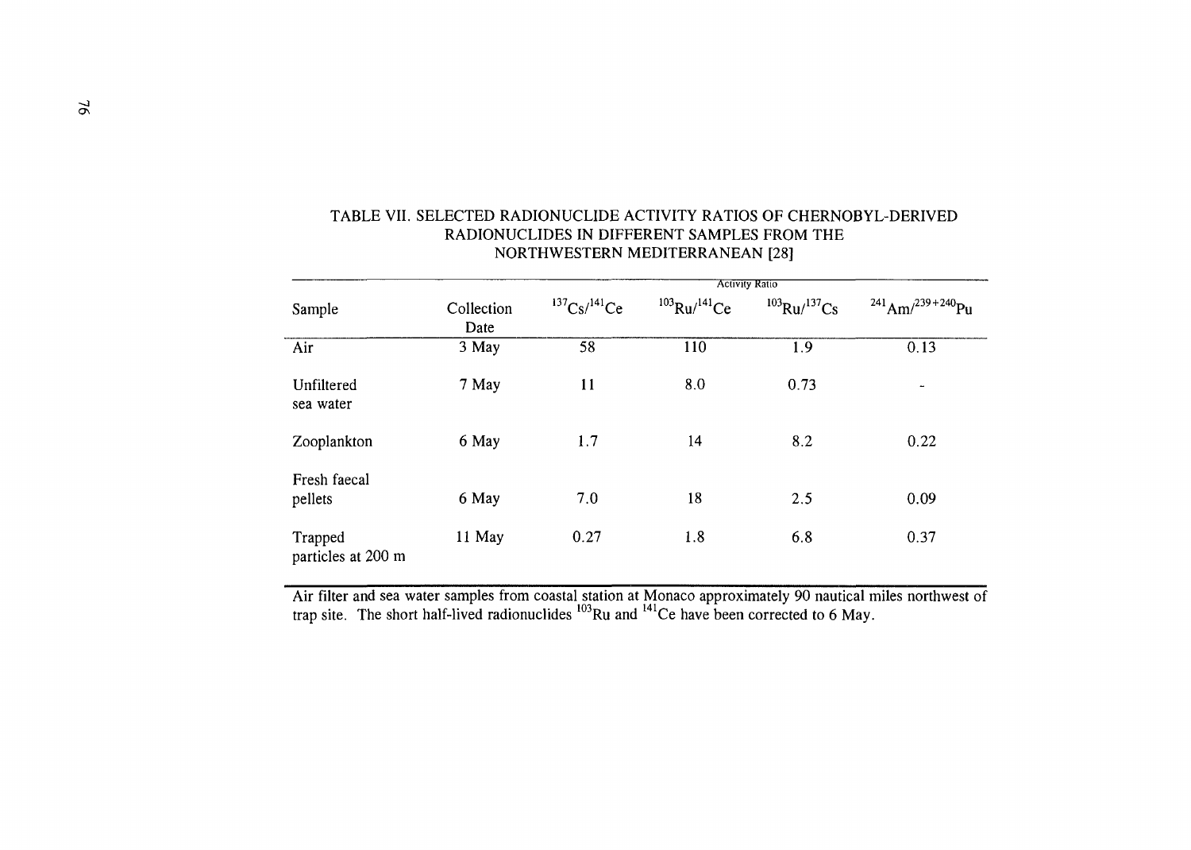TABLE VII. SELECTED RADIONUCLIDE ACTIVITY RATIOS OF CHERNOBYL-DERIVED RADIONUCLIDES IN DIFFERENT SAMPLES FROM THE NORTHWESTERN MEDITERRANEAN [28]

| Sample | Collection Date | Activity Ratio | | | |
|---|---|---|---|---|---|
| | | $^{137}Cs/^{141}Ce$ | $^{103}Ru/^{141}Ce$ | $^{103}Ru/^{137}Cs$ | $^{241}Am/^{239+240}Pu$ |
| Air | 3 May | 58 | 110 | 1.9 | 0.13 |
| Unfiltered sea water | 7 May | 11 | 8.0 | 0.73 | - |
| Zooplankton | 6 May | 1.7 | 14 | 8.2 | 0.22 |
| Fresh faecal pellets | 6 May | 7.0 | 18 | 2.5 | 0.09 |
| Trapped particles at 200 m | 11 May | 0.27 | 1.8 | 6.8 | 0.37 |

Air filter and sea water samples from coastal station at Monaco approximately 90 nautical miles northwest of trap site. The short half-lived radionuclides $^{103}Ru$ and $^{141}Ce$ have been corrected to 6 May.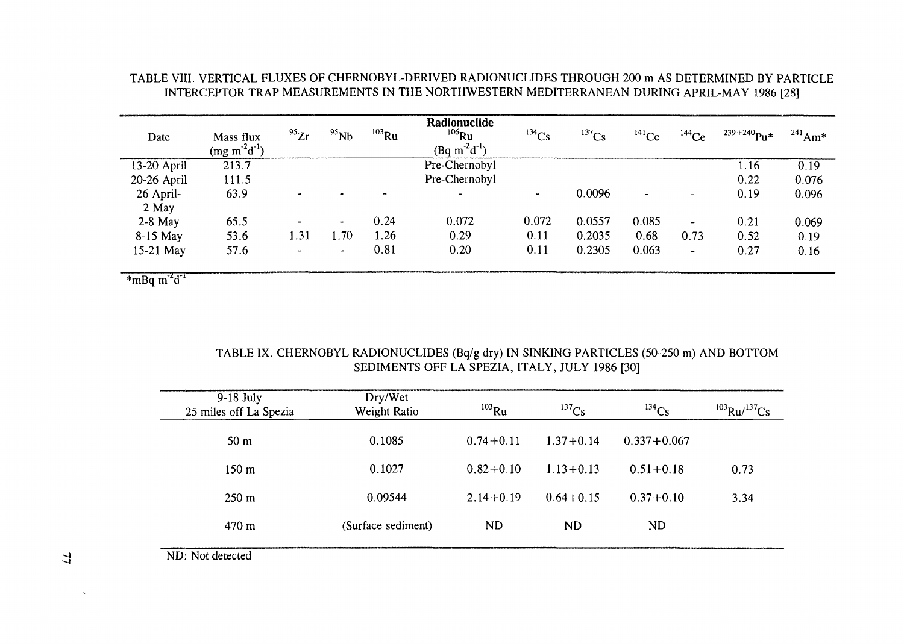TABLE VIII. VERTICAL FLUXES OF CHERNOBYL-DERIVED RADIONUCLIDES THROUGH 200 m AS DETERMINED BY PARTICLE INTERCEPTOR TRAP MEASUREMENTS IN THE NORTHWESTERN MEDITERRANEAN DURING APRIL-MAY 1986 [28]

| Date | Mass flux ($mg\ m^{-2}d^{-1}$) | $^{95}Zr$ | $^{95}Nb$ | $^{103}Ru$ | Radionuclide $^{106}Ru$ ($Bq\ m^{-2}d^{-1}$) | $^{134}Cs$ | $^{137}Cs$ | $^{141}Ce$ | $^{144}Ce$ | $^{239+240}Pu$* | $^{241}Am$* |
|---|---|---|---|---|---|---|---|---|---|---|---|
| 13-20 April | 213.7 | | | | Pre-Chernobyl | | | | | 1.16 | 0.19 |
| 20-26 April | 111.5 | | | | Pre-Chernobyl | | | | | 0.22 | 0.076 |
| 26 April-2 May | 63.9 | - | - | - | - | - | 0.0096 | - | - | 0.19 | 0.096 |
| 2-8 May | 65.5 | - | - | 0.24 | 0.072 | 0.072 | 0.0557 | 0.085 | - | 0.21 | 0.069 |
| 8-15 May | 53.6 | 1.31 | 1.70 | 1.26 | 0.29 | 0.11 | 0.2035 | 0.68 | 0.73 | 0.52 | 0.19 |
| 15-21 May | 57.6 | - | - | 0.81 | 0.20 | 0.11 | 0.2305 | 0.063 | - | 0.27 | 0.16 |

*$mBq\ m^{-2}d^{-1}$

TABLE IX. CHERNOBYL RADIONUCLIDES (Bq/g dry) IN SINKING PARTICLES (50-250 m) AND BOTTOM SEDIMENTS OFF LA SPEZIA, ITALY, JULY 1986 [30]

| 9-18 July 25 miles off La Spezia | Dry/Wet Weight Ratio | $^{103}Ru$ | $^{137}Cs$ | $^{134}Cs$ | $^{103}Ru/^{137}Cs$ |
|---|---|---|---|---|---|
| 50 m | 0.1085 | 0.74+0.11 | 1.37+0.14 | 0.337+0.067 | |
| 150 m | 0.1027 | 0.82+0.10 | 1.13+0.13 | 0.51+0.18 | 0.73 |
| 250 m | 0.09544 | 2.14+0.19 | 0.64+0.15 | 0.37+0.10 | 3.34 |
| 470 m | (Surface sediment) | ND | ND | ND | |

ND: Not detected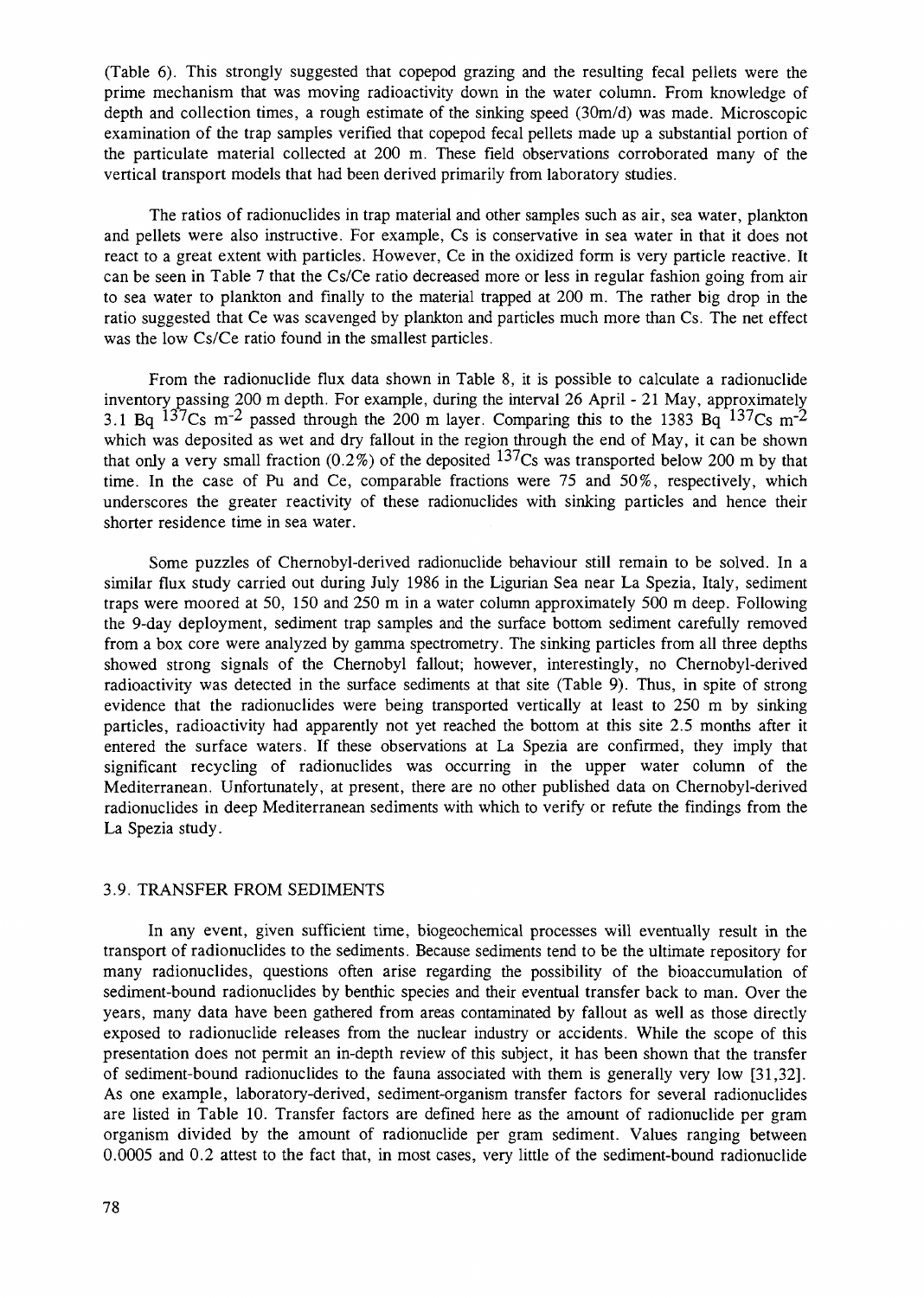(Table 6). This strongly suggested that copepod grazing and the resulting fecal pellets were the prime mechanism that was moving radioactivity down in the water column. From knowledge of depth and collection times, a rough estimate of the sinking speed (30m/d) was made. Microscopic examination of the trap samples verified that copepod fecal pellets made up a substantial portion of the particulate material collected at 200 m. These field observations corroborated many of the vertical transport models that had been derived primarily from laboratory studies.

The ratios of radionuclides in trap material and other samples such as air, sea water, plankton and pellets were also instructive. For example, Cs is conservative in sea water in that it does not react to a great extent with particles. However, Ce in the oxidized form is very particle reactive. It can be seen in Table 7 that the Cs/Ce ratio decreased more or less in regular fashion going from air to sea water to plankton and finally to the material trapped at 200 m. The rather big drop in the ratio suggested that Ce was scavenged by plankton and particles much more than Cs. The net effect was the low Cs/Ce ratio found in the smallest particles.

From the radionuclide flux data shown in Table 8, it is possible to calculate a radionuclide inventory passing 200 m depth. For example, during the interval 26 April - 21 May, approximately 3.1 Bq $^{137}Cs$ $m^{-2}$ passed through the 200 m layer. Comparing this to the 1383 Bq $^{137}Cs$ $m^{-2}$ which was deposited as wet and dry fallout in the region through the end of May, it can be shown that only a very small fraction (0.2%) of the deposited $^{137}Cs$ was transported below 200 m by that time. In the case of Pu and Ce, comparable fractions were 75 and 50%, respectively, which underscores the greater reactivity of these radionuclides with sinking particles and hence their shorter residence time in sea water.

Some puzzles of Chernobyl-derived radionuclide behaviour still remain to be solved. In a similar flux study carried out during July 1986 in the Ligurian Sea near La Spezia, Italy, sediment traps were moored at 50, 150 and 250 m in a water column approximately 500 m deep. Following the 9-day deployment, sediment trap samples and the surface bottom sediment carefully removed from a box core were analyzed by gamma spectrometry. The sinking particles from all three depths showed strong signals of the Chernobyl fallout; however, interestingly, no Chernobyl-derived radioactivity was detected in the surface sediments at that site (Table 9). Thus, in spite of strong evidence that the radionuclides were being transported vertically at least to 250 m by sinking particles, radioactivity had apparently not yet reached the bottom at this site 2.5 months after it entered the surface waters. If these observations at La Spezia are confirmed, they imply that significant recycling of radionuclides was occurring in the upper water column of the Mediterranean. Unfortunately, at present, there are no other published data on Chernobyl-derived radionuclides in deep Mediterranean sediments with which to verify or refute the findings from the La Spezia study.

### 3.9. TRANSFER FROM SEDIMENTS

In any event, given sufficient time, biogeochemical processes will eventually result in the transport of radionuclides to the sediments. Because sediments tend to be the ultimate repository for many radionuclides, questions often arise regarding the possibility of the bioaccumulation of sediment-bound radionuclides by benthic species and their eventual transfer back to man. Over the years, many data have been gathered from areas contaminated by fallout as well as those directly exposed to radionuclide releases from the nuclear industry or accidents. While the scope of this presentation does not permit an in-depth review of this subject, it has been shown that the transfer of sediment-bound radionuclides to the fauna associated with them is generally very low [31,32]. As one example, laboratory-derived, sediment-organism transfer factors for several radionuclides are listed in Table 10. Transfer factors are defined here as the amount of radionuclide per gram organism divided by the amount of radionuclide per gram sediment. Values ranging between 0.0005 and 0.2 attest to the fact that, in most cases, very little of the sediment-bound radionuclide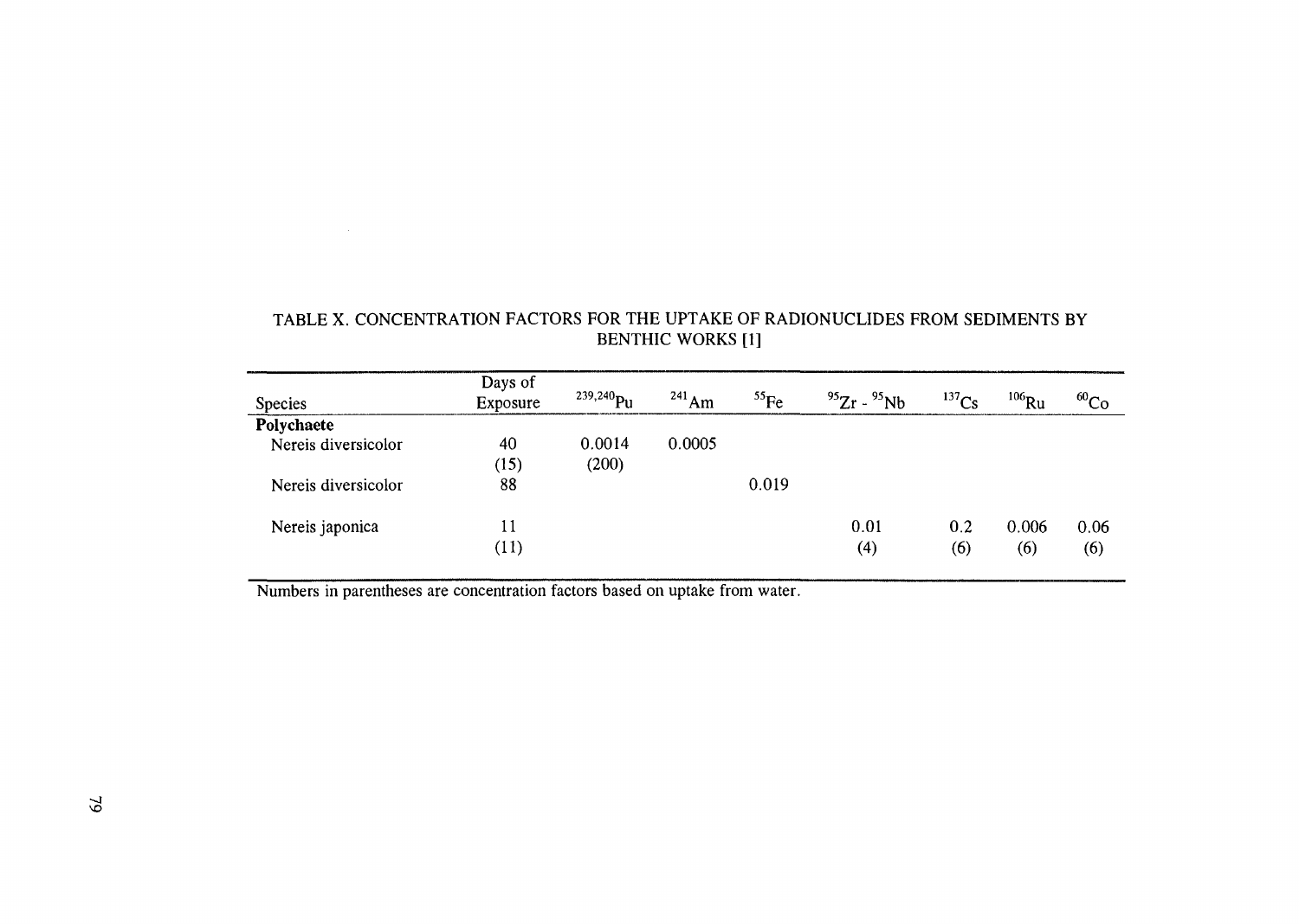TABLE X. CONCENTRATION FACTORS FOR THE UPTAKE OF RADIONUCLIDES FROM SEDIMENTS BY BENTHIC WORKS [1]

| Species | Days of Exposure | $^{239,240}Pu$ | $^{241}Am$ | $^{55}Fe$ | $^{95}Zr$ - $^{95}Nb$ | $^{137}Cs$ | $^{106}Ru$ | $^{60}Co$ |
|---|---|---|---|---|---|---|---|---|
| **Polychaete** | | | | | | | | |
| Nereis diversicolor | 40 | 0.0014 | 0.0005 | | | | | |
| | (15) | (200) | | | | | | |
| Nereis diversicolor | 88 | | | 0.019 | | | | |
| Nereis japonica | 11 | | | | 0.01 | 0.2 | 0.006 | 0.06 |
| | (11) | | | | (4) | (6) | (6) | (6) |

Numbers in parentheses are concentration factors based on uptake from water.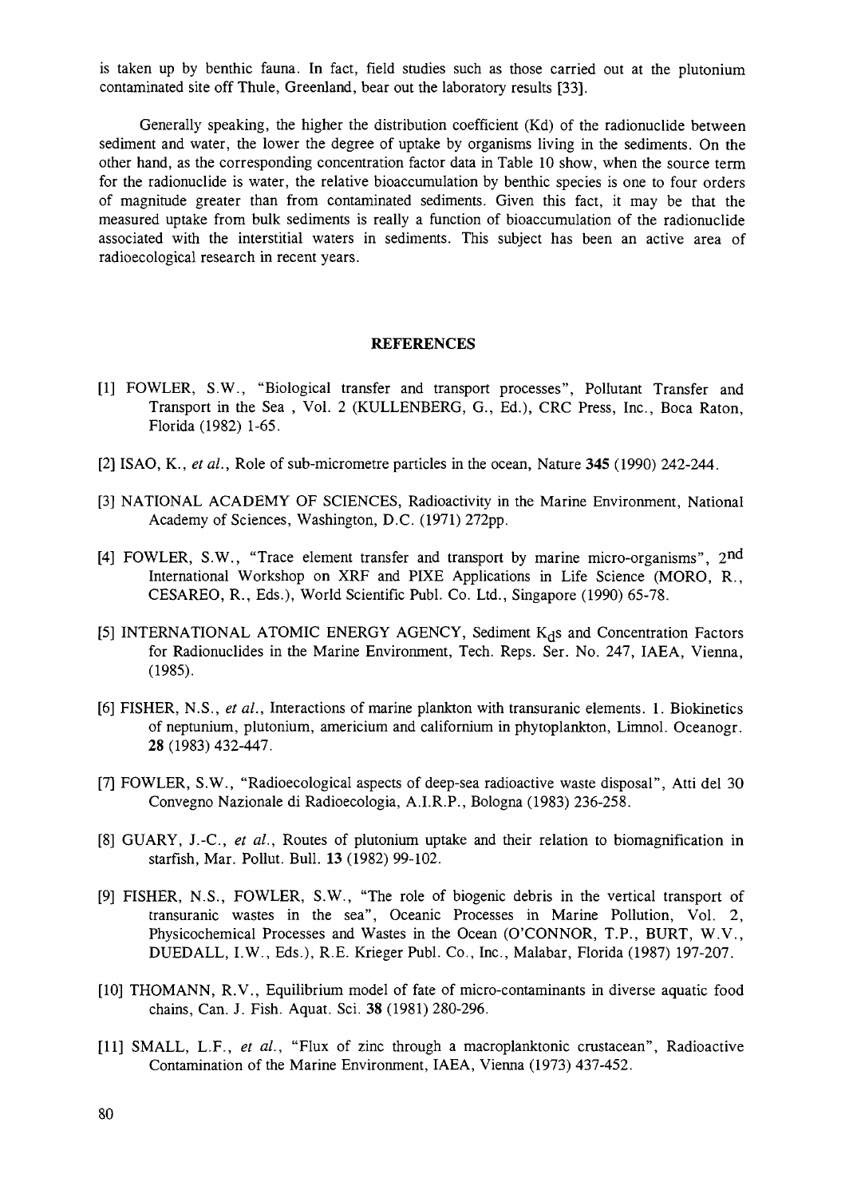is taken up by benthic fauna. In fact, field studies such as those carried out at the plutonium contaminated site off Thule, Greenland, bear out the laboratory results [33].

Generally speaking, the higher the distribution coefficient (Kd) of the radionuclide between sediment and water, the lower the degree of uptake by organisms living in the sediments. On the other hand, as the corresponding concentration factor data in Table 10 show, when the source term for the radionuclide is water, the relative bioaccumulation by benthic species is one to four orders of magnitude greater than from contaminated sediments. Given this fact, it may be that the measured uptake from bulk sediments is really a function of bioaccumulation of the radionuclide associated with the interstitial waters in sediments. This subject has been an active area of radioecological research in recent years.

## REFERENCES

[1] FOWLER, S.W., "Biological transfer and transport processes", Pollutant Transfer and Transport in the Sea , Vol. 2 (KULLENBERG, G., Ed.), CRC Press, Inc., Boca Raton, Florida (1982) 1-65.

[2] ISAO, K., *et al.*, Role of sub-micrometre particles in the ocean, Nature **345** (1990) 242-244.

[3] NATIONAL ACADEMY OF SCIENCES, Radioactivity in the Marine Environment, National Academy of Sciences, Washington, D.C. (1971) 272pp.

[4] FOWLER, S.W., "Trace element transfer and transport by marine micro-organisms", $2^{nd}$ International Workshop on XRF and PIXE Applications in Life Science (MORO, R., CESAREO, R., Eds.), World Scientific Publ. Co. Ltd., Singapore (1990) 65-78.

[5] INTERNATIONAL ATOMIC ENERGY AGENCY, Sediment $K_d$s and Concentration Factors for Radionuclides in the Marine Environment, Tech. Reps. Ser. No. 247, IAEA, Vienna, (1985).

[6] FISHER, N.S., *et al.*, Interactions of marine plankton with transuranic elements. 1. Biokinetics of neptunium, plutonium, americium and californium in phytoplankton, Limnol. Oceanogr. **28** (1983) 432-447.

[7] FOWLER, S.W., "Radioecological aspects of deep-sea radioactive waste disposal", Atti del 30 Convegno Nazionale di Radioecologia, A.I.R.P., Bologna (1983) 236-258.

[8] GUARY, J.-C., *et al.*, Routes of plutonium uptake and their relation to biomagnification in starfish, Mar. Pollut. Bull. **13** (1982) 99-102.

[9] FISHER, N.S., FOWLER, S.W., "The role of biogenic debris in the vertical transport of transuranic wastes in the sea", Oceanic Processes in Marine Pollution, Vol. 2, Physicochemical Processes and Wastes in the Ocean (O'CONNOR, T.P., BURT, W.V., DUEDALL, I.W., Eds.), R.E. Krieger Publ. Co., Inc., Malabar, Florida (1987) 197-207.

[10] THOMANN, R.V., Equilibrium model of fate of micro-contaminants in diverse aquatic food chains, Can. J. Fish. Aquat. Sci. **38** (1981) 280-296.

[11] SMALL, L.F., *et al.*, "Flux of zinc through a macroplanktonic crustacean", Radioactive Contamination of the Marine Environment, IAEA, Vienna (1973) 437-452.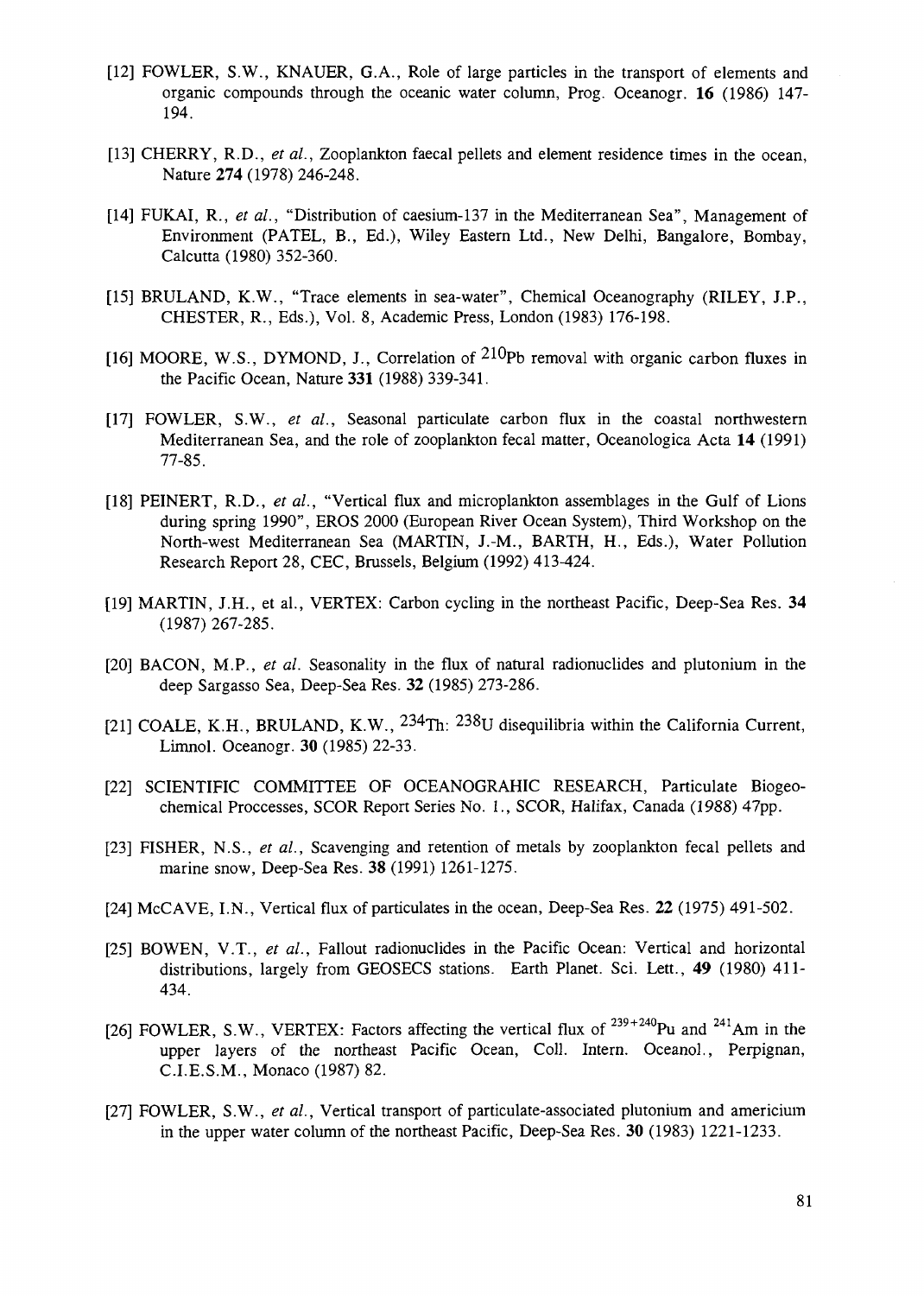[12] FOWLER, S.W., KNAUER, G.A., Role of large particles in the transport of elements and organic compounds through the oceanic water column, Prog. Oceanogr. **16** (1986) 147-194.

[13] CHERRY, R.D., *et al.*, Zooplankton faecal pellets and element residence times in the ocean, Nature **274** (1978) 246-248.

[14] FUKAI, R., *et al.*, "Distribution of caesium-137 in the Mediterranean Sea", Management of Environment (PATEL, B., Ed.), Wiley Eastern Ltd., New Delhi, Bangalore, Bombay, Calcutta (1980) 352-360.

[15] BRULAND, K.W., "Trace elements in sea-water", Chemical Oceanography (RILEY, J.P., CHESTER, R., Eds.), Vol. 8, Academic Press, London (1983) 176-198.

[16] MOORE, W.S., DYMOND, J., Correlation of $^{210}$Pb removal with organic carbon fluxes in the Pacific Ocean, Nature **331** (1988) 339-341.

[17] FOWLER, S.W., *et al.*, Seasonal particulate carbon flux in the coastal northwestern Mediterranean Sea, and the role of zooplankton fecal matter, Oceanologica Acta **14** (1991) 77-85.

[18] PEINERT, R.D., *et al.*, "Vertical flux and microplankton assemblages in the Gulf of Lions during spring 1990", EROS 2000 (European River Ocean System), Third Workshop on the North-west Mediterranean Sea (MARTIN, J.-M., BARTH, H., Eds.), Water Pollution Research Report 28, CEC, Brussels, Belgium (1992) 413-424.

[19] MARTIN, J.H., et al., VERTEX: Carbon cycling in the northeast Pacific, Deep-Sea Res. **34** (1987) 267-285.

[20] BACON, M.P., *et al.* Seasonality in the flux of natural radionuclides and plutonium in the deep Sargasso Sea, Deep-Sea Res. **32** (1985) 273-286.

[21] COALE, K.H., BRULAND, K.W., $^{234}$Th: $^{238}$U disequilibria within the California Current, Limnol. Oceanogr. **30** (1985) 22-33.

[22] SCIENTIFIC COMMITTEE OF OCEANOGRAHIC RESEARCH, Particulate Biogeochemical Proccesses, SCOR Report Series No. 1., SCOR, Halifax, Canada (1988) 47pp.

[23] FISHER, N.S., *et al.*, Scavenging and retention of metals by zooplankton fecal pellets and marine snow, Deep-Sea Res. **38** (1991) 1261-1275.

[24] McCAVE, I.N., Vertical flux of particulates in the ocean, Deep-Sea Res. **22** (1975) 491-502.

[25] BOWEN, V.T., *et al.*, Fallout radionuclides in the Pacific Ocean: Vertical and horizontal distributions, largely from GEOSECS stations. Earth Planet. Sci. Lett., **49** (1980) 411-434.

[26] FOWLER, S.W., VERTEX: Factors affecting the vertical flux of $^{239+240}$Pu and $^{241}$Am in the upper layers of the northeast Pacific Ocean, Coll. Intern. Oceanol., Perpignan, C.I.E.S.M., Monaco (1987) 82.

[27] FOWLER, S.W., *et al.*, Vertical transport of particulate-associated plutonium and americium in the upper water column of the northeast Pacific, Deep-Sea Res. **30** (1983) 1221-1233.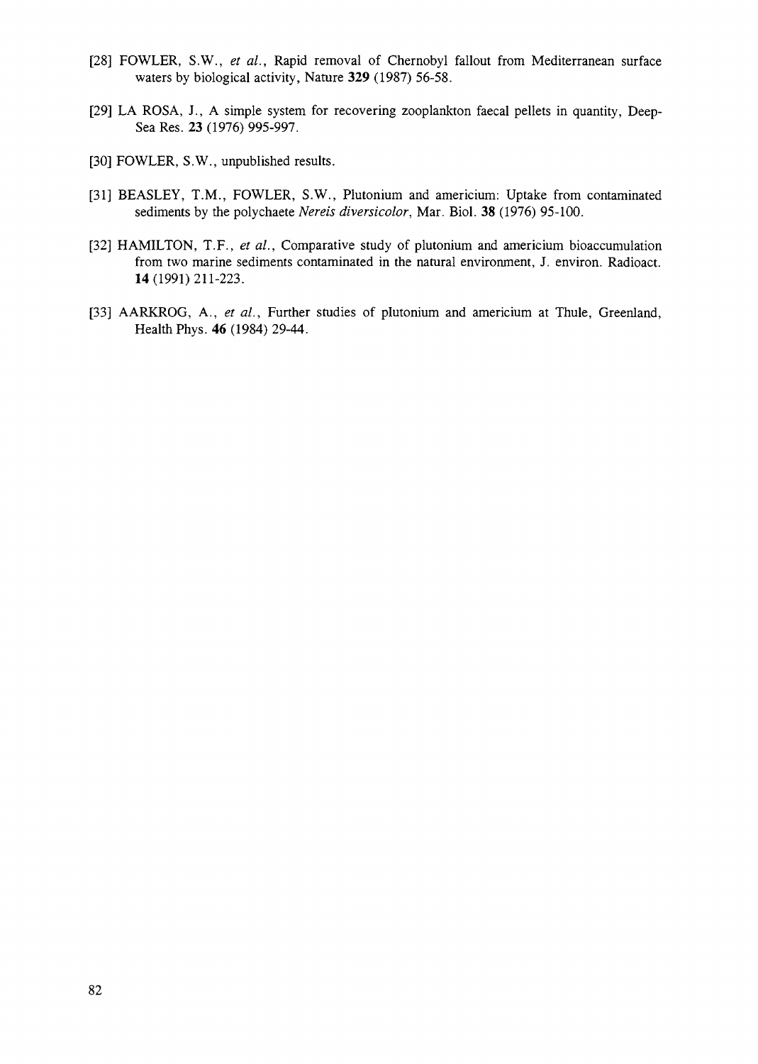[28] FOWLER, S.W., *et al.*, Rapid removal of Chernobyl fallout from Mediterranean surface waters by biological activity, Nature **329** (1987) 56-58.

[29] LA ROSA, J., A simple system for recovering zooplankton faecal pellets in quantity, Deep-Sea Res. **23** (1976) 995-997.

[30] FOWLER, S.W., unpublished results.

[31] BEASLEY, T.M., FOWLER, S.W., Plutonium and americium: Uptake from contaminated sediments by the polychaete *Nereis diversicolor*, Mar. Biol. **38** (1976) 95-100.

[32] HAMILTON, T.F., *et al.*, Comparative study of plutonium and americium bioaccumulation from two marine sediments contaminated in the natural environment, J. environ. Radioact. **14** (1991) 211-223.

[33] AARKROG, A., *et al.*, Further studies of plutonium and americium at Thule, Greenland, Health Phys. **46** (1984) 29-44.